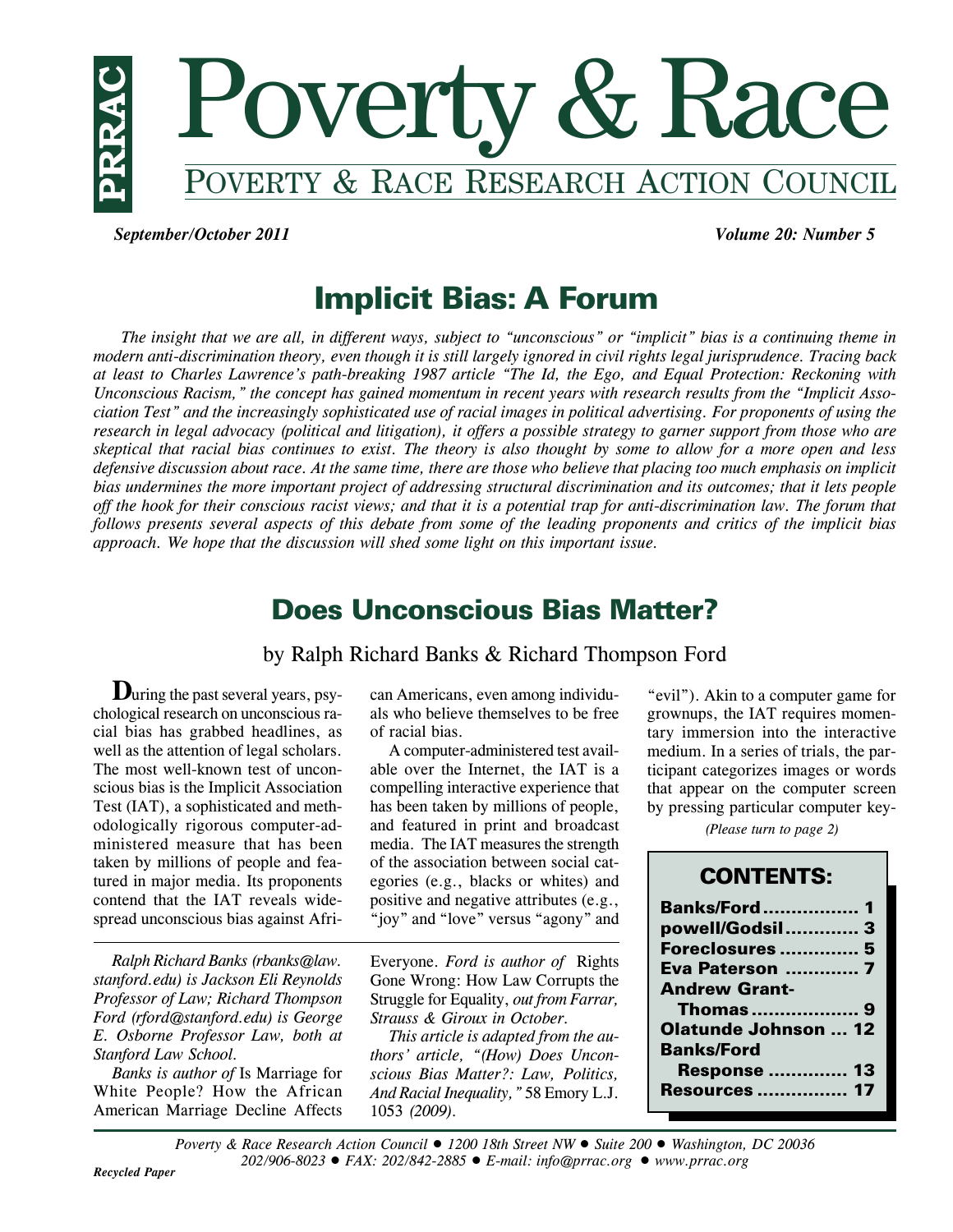# Poverty & Race

POVERTY & RACE RESEARCH ACTION COUNCIL

PRRAC

*September/October 2011* *Volume 20: Number 5*

## Implicit Bias: A Forum

*The insight that we are all, in different ways, subject to "unconscious" or "implicit" bias is a continuing theme in modern anti-discrimination theory, even though it is still largely ignored in civil rights legal jurisprudence. Tracing back at least to Charles Lawrence's path-breaking 1987 article "The Id, the Ego, and Equal Protection: Reckoning with Unconscious Racism," the concept has gained momentum in recent years with research results from the "Implicit Association Test" and the increasingly sophisticated use of racial images in political advertising. For proponents of using the research in legal advocacy (political and litigation), it offers a possible strategy to garner support from those who are skeptical that racial bias continues to exist. The theory is also thought by some to allow for a more open and less defensive discussion about race. At the same time, there are those who believe that placing too much emphasis on implicit bias undermines the more important project of addressing structural discrimination and its outcomes; that it lets people off the hook for their conscious racist views; and that it is a potential trap for anti-discrimination law. The forum that follows presents several aspects of this debate from some of the leading proponents and critics of the implicit bias approach. We hope that the discussion will shed some light on this important issue.*

## Does Unconscious Bias Matter?

by Ralph Richard Banks & Richard Thompson Ford

During the past several years, psychological research on unconscious racial bias has grabbed headlines, as well as the attention of legal scholars. The most well-known test of unconscious bias is the Implicit Association Test (IAT), a sophisticated and methodologically rigorous computer-administered measure that has been taken by millions of people and featured in major media. Its proponents contend that the IAT reveals widespread unconscious bias against African Americans, even among individuals who believe themselves to be free of racial bias.

A computer-administered test available over the Internet, the IAT is a compelling interactive experience that has been taken by millions of people, and featured in print and broadcast media. The IAT measures the strength of the association between social categories (e.g., blacks or whites) and positive and negative attributes (e.g., "joy" and "love" versus "agony" and "evil"). Akin to a computer game for grownups, the IAT requires momentary immersion into the interactive medium. In a series of trials, the participant categorizes images or words that appear on the computer screen by pressing particular computer key-

*(Please turn to page 2)*

*Ralph Richard Banks (rbanks@law.stanford.edu) is Jackson Eli Reynolds Professor of Law; Richard Thompson Ford (rford@stanford.edu) is George E. Osborne Professor Law, both at Stanford Law School.*

*Banks is author of* Is Marriage for White People? How the African American Marriage Decline Affects Everyone. *Ford is author of* Rights Gone Wrong: How Law Corrupts the Struggle for Equality, *out from Farrar, Strauss & Giroux in October.*

*This article is adapted from the authors' article, "(How) Does Unconscious Bias Matter?: Law, Politics, And Racial Inequality,"* 58 Emory L.J. 1053 *(2009).*

### CONTENTS:

- **Banks/Ford ................ 1**
- **powell/Godsil ............ 3**
- **Foreclosures ............. 5**
- **Eva Paterson ............ 7**
- **Andrew Grant-Thomas .................. 9**
- **Olatunde Johnson ... 12**
- **Banks/Ford Response ............. 13**
- **Resources ................ 17**

Poverty & Race Research Action Council • 1200 18th Street NW • Suite 200 • Washington, DC 20036
202/906-8023 • FAX: 202/842-2885 • E-mail: info@prrac.org • www.prrac.org

*Recycled Paper*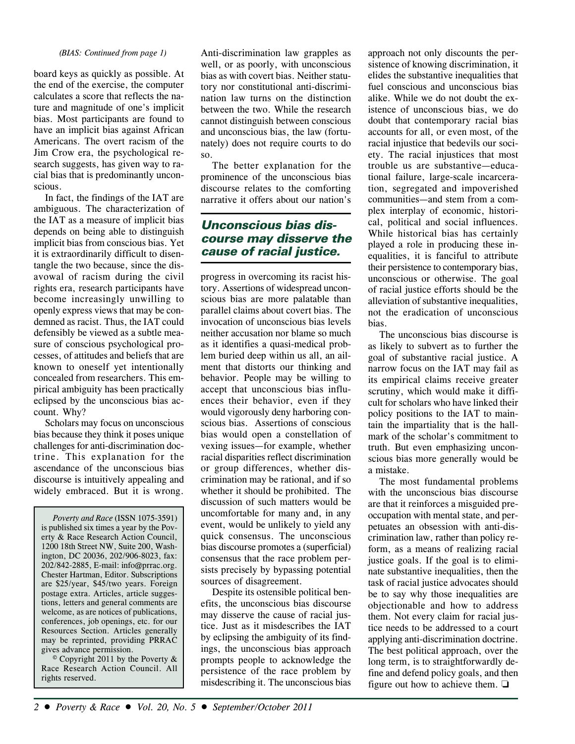*(BIAS: Continued from page 1)*

board keys as quickly as possible. At the end of the exercise, the computer calculates a score that reflects the nature and magnitude of one's implicit bias. Most participants are found to have an implicit bias against African Americans. The overt racism of the Jim Crow era, the psychological research suggests, has given way to racial bias that is predominantly unconscious.

In fact, the findings of the IAT are ambiguous. The characterization of the IAT as a measure of implicit bias depends on being able to distinguish implicit bias from conscious bias. Yet it is extraordinarily difficult to disentangle the two because, since the disavowal of racism during the civil rights era, research participants have become increasingly unwilling to openly express views that may be condemned as racist. Thus, the IAT could defensibly be viewed as a subtle measure of conscious psychological processes, of attitudes and beliefs that are known to oneself yet intentionally concealed from researchers. This empirical ambiguity has been practically eclipsed by the unconscious bias account. Why?

Scholars may focus on unconscious bias because they think it poses unique challenges for anti-discrimination doctrine. This explanation for the ascendance of the unconscious bias discourse is intuitively appealing and widely embraced. But it is wrong. Anti-discrimination law grapples as well, or as poorly, with unconscious bias as with covert bias. Neither statutory nor constitutional anti-discrimination law turns on the distinction between the two. While the research cannot distinguish between conscious and unconscious bias, the law (fortunately) does not require courts to do so.

The better explanation for the prominence of the unconscious bias discourse relates to the comforting narrative it offers about our nation's progress in overcoming its racist history. Assertions of widespread unconscious bias are more palatable than parallel claims about covert bias. The invocation of unconscious bias levels neither accusation nor blame so much as it identifies a quasi-medical problem buried deep within us all, an ailment that distorts our thinking and behavior. People may be willing to accept that unconscious bias influences their behavior, even if they would vigorously deny harboring conscious bias. Assertions of conscious bias would open a constellation of vexing issues—for example, whether racial disparities reflect discrimination or group differences, whether discrimination may be rational, and if so whether it should be prohibited. The discussion of such matters would be uncomfortable for many and, in any event, would be unlikely to yield any quick consensus. The unconscious bias discourse promotes a (superficial) consensus that the race problem persists precisely by bypassing potential sources of disagreement.

***Unconscious bias discourse may disserve the cause of racial justice.***

Despite its ostensible political benefits, the unconscious bias discourse may disserve the cause of racial justice. Just as it misdescribes the IAT by eclipsing the ambiguity of its findings, the unconscious bias approach prompts people to acknowledge the persistence of the race problem by misdescribing it. The unconscious bias approach not only discounts the persistence of knowing discrimination, it elides the substantive inequalities that fuel conscious and unconscious bias alike. While we do not doubt the existence of unconscious bias, we do doubt that contemporary racial bias accounts for all, or even most, of the racial injustice that bedevils our society. The racial injustices that most trouble us are substantive—educational failure, large-scale incarceration, segregated and impoverished communities—and stem from a complex interplay of economic, historical, political and social influences. While historical bias has certainly played a role in producing these inequalities, it is fanciful to attribute their persistence to contemporary bias, unconscious or otherwise. The goal of racial justice efforts should be the alleviation of substantive inequalities, not the eradication of unconscious bias.

The unconscious bias discourse is as likely to subvert as to further the goal of substantive racial justice. A narrow focus on the IAT may fail as its empirical claims receive greater scrutiny, which would make it difficult for scholars who have linked their policy positions to the IAT to maintain the impartiality that is the hallmark of the scholar's commitment to truth. But even emphasizing unconscious bias more generally would be a mistake.

The most fundamental problems with the unconscious bias discourse are that it reinforces a misguided preoccupation with mental state, and perpetuates an obsession with anti-discrimination law, rather than policy reform, as a means of realizing racial justice goals. If the goal is to eliminate substantive inequalities, then the task of racial justice advocates should be to say why those inequalities are objectionable and how to address them. Not every claim for racial justice needs to be addressed to a court applying anti-discrimination doctrine. The best political approach, over the long term, is to straightforwardly define and defend policy goals, and then figure out how to achieve them. ❏

---

*Poverty and Race* (ISSN 1075-3591) is published six times a year by the Poverty & Race Research Action Council, 1200 18th Street NW, Suite 200, Washington, DC 20036, 202/906-8023, fax: 202/842-2885, E-mail: info@prrac.org. Chester Hartman, Editor. Subscriptions are $25/year, $45/two years. Foreign postage extra. Articles, article suggestions, letters and general comments are welcome, as are notices of publications, conferences, job openings, etc. for our Resources Section. Articles generally may be reprinted, providing PRRAC gives advance permission.

© Copyright 2011 by the Poverty & Race Research Action Council. All rights reserved.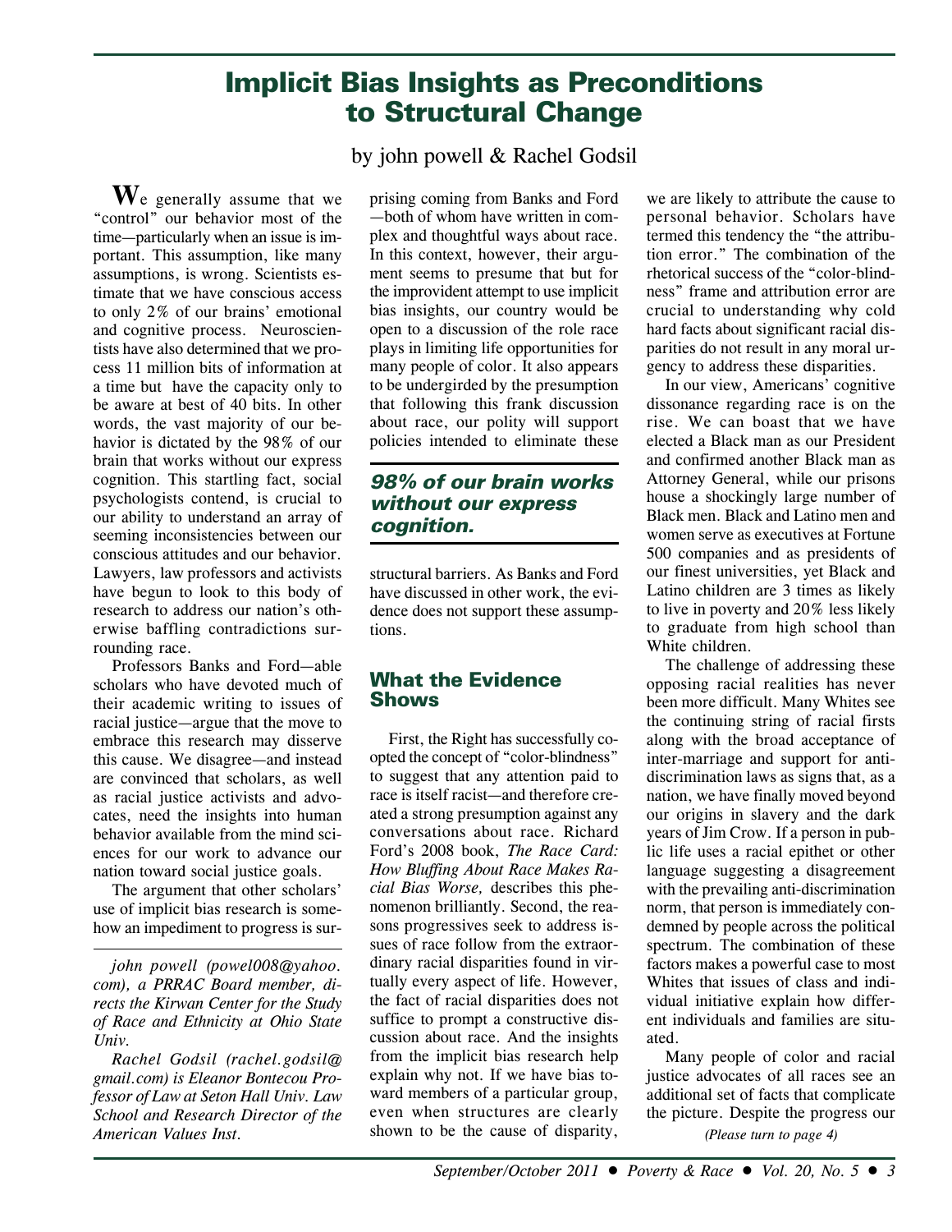# Implicit Bias Insights as Preconditions to Structural Change

by john powell & Rachel Godsil

We generally assume that we "control" our behavior most of the time—particularly when an issue is important. This assumption, like many assumptions, is wrong. Scientists estimate that we have conscious access to only 2% of our brains' emotional and cognitive process. Neuroscientists have also determined that we process 11 million bits of information at a time but have the capacity only to be aware at best of 40 bits. In other words, the vast majority of our behavior is dictated by the 98% of our brain that works without our express cognition. This startling fact, social psychologists contend, is crucial to our ability to understand an array of seeming inconsistencies between our conscious attitudes and our behavior. Lawyers, law professors and activists have begun to look to this body of research to address our nation's otherwise baffling contradictions surrounding race.

Professors Banks and Ford—able scholars who have devoted much of their academic writing to issues of racial justice—argue that the move to embrace this research may disserve this cause. We disagree—and instead are convinced that scholars, as well as racial justice activists and advocates, need the insights into human behavior available from the mind sciences for our work to advance our nation toward social justice goals.

The argument that other scholars' use of implicit bias research is somehow an impediment to progress is surprising coming from Banks and Ford—both of whom have written in complex and thoughtful ways about race. In this context, however, their argument seems to presume that but for the improvident attempt to use implicit bias insights, our country would be open to a discussion of the role race plays in limiting life opportunities for many people of color. It also appears to be undergirded by the presumption that following this frank discussion about race, our polity will support policies intended to eliminate these structural barriers. As Banks and Ford have discussed in other work, the evidence does not support these assumptions.

***98% of our brain works without our express cognition.***

## What the Evidence Shows

First, the Right has successfully coopted the concept of "color-blindness" to suggest that any attention paid to race is itself racist—and therefore created a strong presumption against any conversations about race. Richard Ford's 2008 book, *The Race Card: How Bluffing About Race Makes Racial Bias Worse,* describes this phenomenon brilliantly. Second, the reasons progressives seek to address issues of race follow from the extraordinary racial disparities found in virtually every aspect of life. However, the fact of racial disparities does not suffice to prompt a constructive discussion about race. And the insights from the implicit bias research help explain why not. If we have bias toward members of a particular group, even when structures are clearly shown to be the cause of disparity, we are likely to attribute the cause to personal behavior. Scholars have termed this tendency the "the attribution error." The combination of the rhetorical success of the "color-blindness" frame and attribution error are crucial to understanding why cold hard facts about significant racial disparities do not result in any moral urgency to address these disparities.

In our view, Americans' cognitive dissonance regarding race is on the rise. We can boast that we have elected a Black man as our President and confirmed another Black man as Attorney General, while our prisons house a shockingly large number of Black men. Black and Latino men and women serve as executives at Fortune 500 companies and as presidents of our finest universities, yet Black and Latino children are 3 times as likely to live in poverty and 20% less likely to graduate from high school than White children.

The challenge of addressing these opposing racial realities has never been more difficult. Many Whites see the continuing string of racial firsts along with the broad acceptance of inter-marriage and support for anti-discrimination laws as signs that, as a nation, we have finally moved beyond our origins in slavery and the dark years of Jim Crow. If a person in public life uses a racial epithet or other language suggesting a disagreement with the prevailing anti-discrimination norm, that person is immediately condemned by people across the political spectrum. The combination of these factors makes a powerful case to most Whites that issues of class and individual initiative explain how different individuals and families are situated.

Many people of color and racial justice advocates of all races see an additional set of facts that complicate the picture. Despite the progress our

*(Please turn to page 4)*

*john powell (powel008@yahoo.com), a PRRAC Board member, directs the Kirwan Center for the Study of Race and Ethnicity at Ohio State Univ.*

*Rachel Godsil (rachel.godsil@gmail.com) is Eleanor Bontecou Professor of Law at Seton Hall Univ. Law School and Research Director of the American Values Inst.*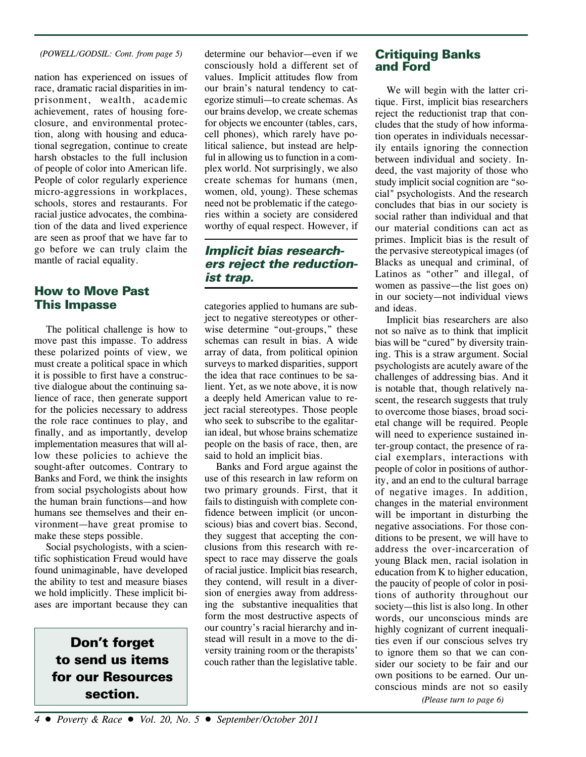*(POWELL/GODSIL: Cont. from page 5)*

nation has experienced on issues of race, dramatic racial disparities in imprisonment, wealth, academic achievement, rates of housing foreclosure, and environmental protection, along with housing and educational segregation, continue to create harsh obstacles to the full inclusion of people of color into American life. People of color regularly experience micro-aggressions in workplaces, schools, stores and restaurants. For racial justice advocates, the combination of the data and lived experience are seen as proof that we have far to go before we can truly claim the mantle of racial equality.

## How to Move Past This Impasse

The political challenge is how to move past this impasse. To address these polarized points of view, we must create a political space in which it is possible to first have a constructive dialogue about the continuing salience of race, then generate support for the policies necessary to address the role race continues to play, and finally, and as importantly, develop implementation measures that will allow these policies to achieve the sought-after outcomes. Contrary to Banks and Ford, we think the insights from social psychologists about how the human brain functions—and how humans see themselves and their environment—have great promise to make these steps possible.

Social psychologists, with a scientific sophistication Freud would have found unimaginable, have developed the ability to test and measure biases we hold implicitly. These implicit biases are important because they can determine our behavior—even if we consciously hold a different set of values. Implicit attitudes flow from our brain's natural tendency to categorize stimuli—to create schemas. As our brains develop, we create schemas for objects we encounter (tables, cars, cell phones), which rarely have political salience, but instead are helpful in allowing us to function in a complex world. Not surprisingly, we also create schemas for humans (men, women, old, young). These schemas need not be problematic if the categories within a society are considered worthy of equal respect. However, if categories applied to humans are subject to negative stereotypes or otherwise determine "out-groups," these schemas can result in bias. A wide array of data, from political opinion surveys to marked disparities, support the idea that race continues to be salient. Yet, as we note above, it is now a deeply held American value to reject racial stereotypes. Those people who seek to subscribe to the egalitarian ideal, but whose brains schematize people on the basis of race, then, are said to hold an implicit bias.

***Implicit bias researchers reject the reductionist trap.***

Banks and Ford argue against the use of this research in law reform on two primary grounds. First, that it fails to distinguish with complete confidence between implicit (or unconscious) bias and covert bias. Second, they suggest that accepting the conclusions from this research with respect to race may disserve the goals of racial justice. Implicit bias research, they contend, will result in a diversion of energies away from addressing the substantive inequalities that form the most destructive aspects of our country's racial hierarchy and instead will result in a move to the diversity training room or the therapists' couch rather than the legislative table.

## Critiquing Banks and Ford

We will begin with the latter critique. First, implicit bias researchers reject the reductionist trap that concludes that the study of how information operates in individuals necessarily entails ignoring the connection between individual and society. Indeed, the vast majority of those who study implicit social cognition are "social" psychologists. And the research concludes that bias in our society is social rather than individual and that our material conditions can act as primes. Implicit bias is the result of the pervasive stereotypical images (of Blacks as unequal and criminal, of Latinos as "other" and illegal, of women as passive—the list goes on) in our society—not individual views and ideas.

Implicit bias researchers are also not so naïve as to think that implicit bias will be "cured" by diversity training. This is a straw argument. Social psychologists are acutely aware of the challenges of addressing bias. And it is notable that, though relatively nascent, the research suggests that truly to overcome those biases, broad societal change will be required. People will need to experience sustained inter-group contact, the presence of racial exemplars, interactions with people of color in positions of authority, and an end to the cultural barrage of negative images. In addition, changes in the material environment will be important in disturbing the negative associations. For those conditions to be present, we will have to address the over-incarceration of young Black men, racial isolation in education from K to higher education, the paucity of people of color in positions of authority throughout our society—this list is also long. In other words, our unconscious minds are highly cognizant of current inequalities even if our conscious selves try to ignore them so that we can consider our society to be fair and our own positions to be earned. Our unconscious minds are not so easily

*(Please turn to page 6)*

**Don't forget to send us items for our Resources section.**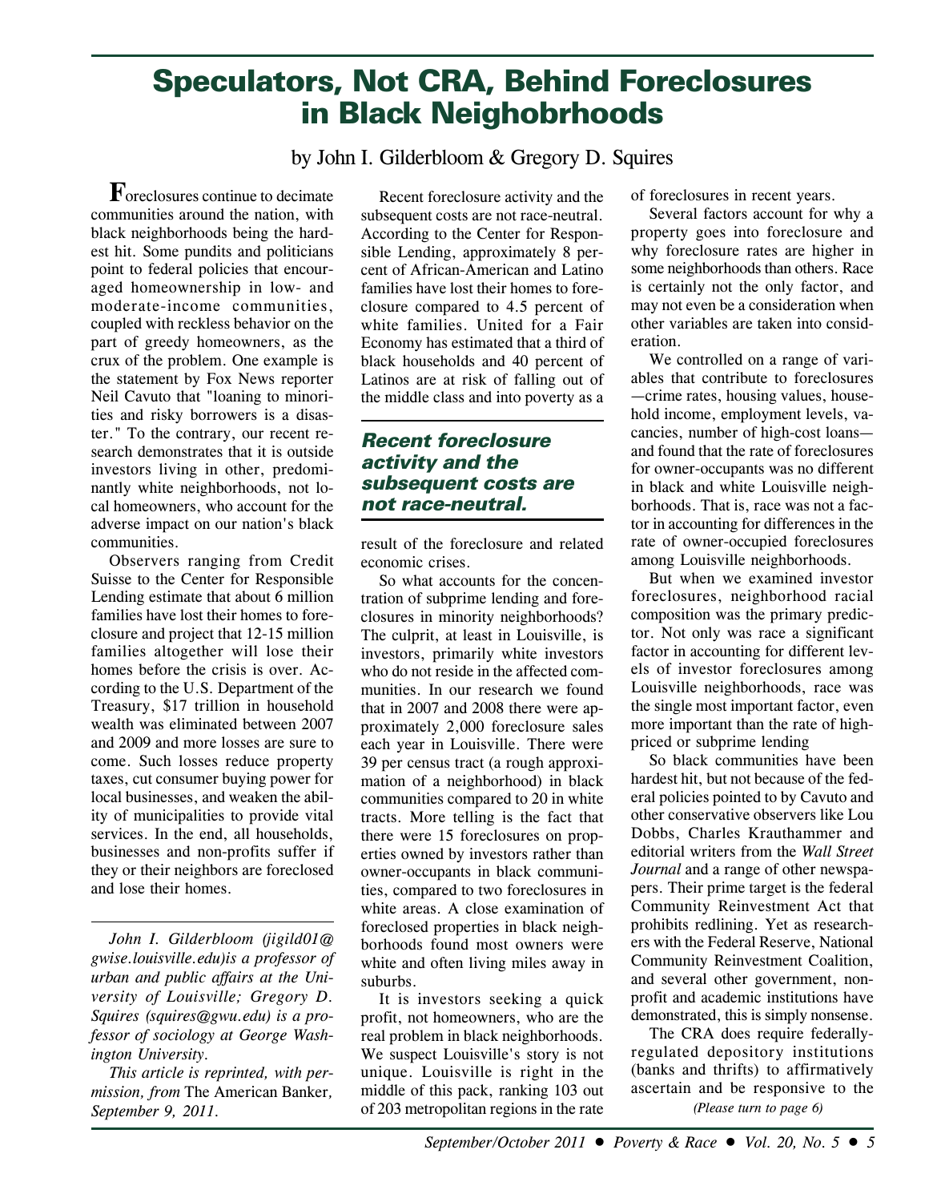# Speculators, Not CRA, Behind Foreclosures in Black Neighobrhoods

by John I. Gilderbloom & Gregory D. Squires

Foreclosures continue to decimate communities around the nation, with black neighborhoods being the hardest hit. Some pundits and politicians point to federal policies that encouraged homeownership in low- and moderate-income communities, coupled with reckless behavior on the part of greedy homeowners, as the crux of the problem. One example is the statement by Fox News reporter Neil Cavuto that "loaning to minorities and risky borrowers is a disaster." To the contrary, our recent research demonstrates that it is outside investors living in other, predominantly white neighborhoods, not local homeowners, who account for the adverse impact on our nation's black communities.

Observers ranging from Credit Suisse to the Center for Responsible Lending estimate that about 6 million families have lost their homes to foreclosure and project that 12-15 million families altogether will lose their homes before the crisis is over. According to the U.S. Department of the Treasury, $17 trillion in household wealth was eliminated between 2007 and 2009 and more losses are sure to come. Such losses reduce property taxes, cut consumer buying power for local businesses, and weaken the ability of municipalities to provide vital services. In the end, all households, businesses and non-profits suffer if they or their neighbors are foreclosed and lose their homes.

*John I. Gilderbloom (jigild01@gwise.louisville.edu)is a professor of urban and public affairs at the University of Louisville; Gregory D. Squires (squires@gwu.edu) is a professor of sociology at George Washington University.*

*This article is reprinted, with permission, from* The American Banker*, September 9, 2011.*

Recent foreclosure activity and the subsequent costs are not race-neutral. According to the Center for Responsible Lending, approximately 8 percent of African-American and Latino families have lost their homes to foreclosure compared to 4.5 percent of white families. United for a Fair Economy has estimated that a third of black households and 40 percent of Latinos are at risk of falling out of the middle class and into poverty as a result of the foreclosure and related economic crises.

***Recent foreclosure activity and the subsequent costs are not race-neutral.***

So what accounts for the concentration of subprime lending and foreclosures in minority neighborhoods? The culprit, at least in Louisville, is investors, primarily white investors who do not reside in the affected communities. In our research we found that in 2007 and 2008 there were approximately 2,000 foreclosure sales each year in Louisville. There were 39 per census tract (a rough approximation of a neighborhood) in black communities compared to 20 in white tracts. More telling is the fact that there were 15 foreclosures on properties owned by investors rather than owner-occupants in black communities, compared to two foreclosures in white areas. A close examination of foreclosed properties in black neighborhoods found most owners were white and often living miles away in suburbs.

It is investors seeking a quick profit, not homeowners, who are the real problem in black neighborhoods. We suspect Louisville's story is not unique. Louisville is right in the middle of this pack, ranking 103 out of 203 metropolitan regions in the rate of foreclosures in recent years.

Several factors account for why a property goes into foreclosure and why foreclosure rates are higher in some neighborhoods than others. Race is certainly not the only factor, and may not even be a consideration when other variables are taken into consideration.

We controlled on a range of variables that contribute to foreclosures—crime rates, housing values, household income, employment levels, vacancies, number of high-cost loans—and found that the rate of foreclosures for owner-occupants was no different in black and white Louisville neighborhoods. That is, race was not a factor in accounting for differences in the rate of owner-occupied foreclosures among Louisville neighborhoods.

But when we examined investor foreclosures, neighborhood racial composition was the primary predictor. Not only was race a significant factor in accounting for different levels of investor foreclosures among Louisville neighborhoods, race was the single most important factor, even more important than the rate of high-priced or subprime lending

So black communities have been hardest hit, but not because of the federal policies pointed to by Cavuto and other conservative observers like Lou Dobbs, Charles Krauthammer and editorial writers from the *Wall Street Journal* and a range of other newspapers. Their prime target is the federal Community Reinvestment Act that prohibits redlining. Yet as researchers with the Federal Reserve, National Community Reinvestment Coalition, and several other government, nonprofit and academic institutions have demonstrated, this is simply nonsense.

The CRA does require federally-regulated depository institutions (banks and thrifts) to affirmatively ascertain and be responsive to the

*(Please turn to page 6)*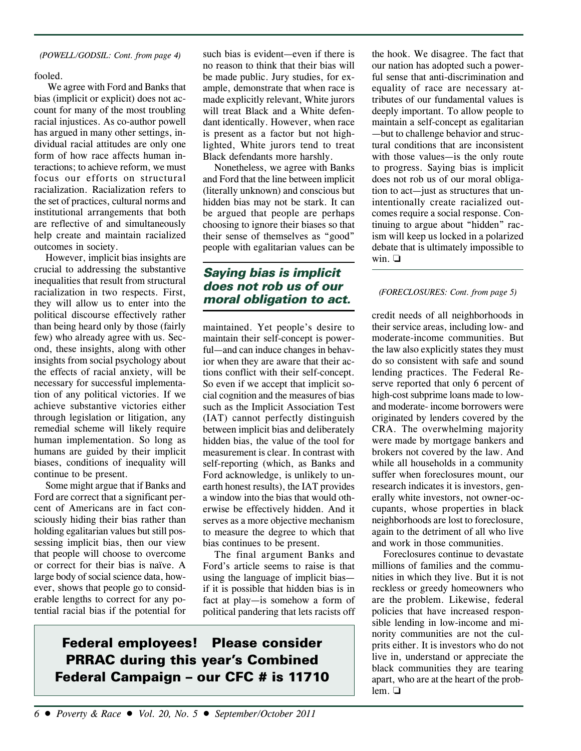*(POWELL/GODSIL: Cont. from page 4)*

fooled.

We agree with Ford and Banks that bias (implicit or explicit) does not account for many of the most troubling racial injustices. As co-author powell has argued in many other settings, individual racial attitudes are only one form of how race affects human interactions; to achieve reform, we must focus our efforts on structural racialization. Racialization refers to the set of practices, cultural norms and institutional arrangements that both are reflective of and simultaneously help create and maintain racialized outcomes in society.

However, implicit bias insights are crucial to addressing the substantive inequalities that result from structural racialization in two respects. First, they will allow us to enter into the political discourse effectively rather than being heard only by those (fairly few) who already agree with us. Second, these insights, along with other insights from social psychology about the effects of racial anxiety, will be necessary for successful implementation of any political victories. If we achieve substantive victories either through legislation or litigation, any remedial scheme will likely require human implementation. So long as humans are guided by their implicit biases, conditions of inequality will continue to be present.

Some might argue that if Banks and Ford are correct that a significant percent of Americans are in fact consciously hiding their bias rather than holding egalitarian values but still possessing implicit bias, then our view that people will choose to overcome or correct for their bias is naïve. A large body of social science data, however, shows that people go to considerable lengths to correct for any potential racial bias if the potential for such bias is evident—even if there is no reason to think that their bias will be made public. Jury studies, for example, demonstrate that when race is made explicitly relevant, White jurors will treat Black and a White defendant identically. However, when race is present as a factor but not highlighted, White jurors tend to treat Black defendants more harshly.

Nonetheless, we agree with Banks and Ford that the line between implicit (literally unknown) and conscious but hidden bias may not be stark. It can be argued that people are perhaps choosing to ignore their biases so that their sense of themselves as "good" people with egalitarian values can be maintained. Yet people's desire to maintain their self-concept is powerful—and can induce changes in behavior when they are aware that their actions conflict with their self-concept. So even if we accept that implicit social cognition and the measures of bias such as the Implicit Association Test (IAT) cannot perfectly distinguish between implicit bias and deliberately hidden bias, the value of the tool for measurement is clear. In contrast with self-reporting (which, as Banks and Ford acknowledge, is unlikely to unearth honest results), the IAT provides a window into the bias that would otherwise be effectively hidden. And it serves as a more objective mechanism to measure the degree to which that bias continues to be present.

***Saying bias is implicit does not rob us of our moral obligation to act.***

The final argument Banks and Ford's article seems to raise is that using the language of implicit bias—if it is possible that hidden bias is in fact at play—is somehow a form of political pandering that lets racists off the hook. We disagree. The fact that our nation has adopted such a powerful sense that anti-discrimination and equality of race are necessary attributes of our fundamental values is deeply important. To allow people to maintain a self-concept as egalitarian—but to challenge behavior and structural conditions that are inconsistent with those values—is the only route to progress. Saying bias is implicit does not rob us of our moral obligation to act—just as structures that unintentionally create racialized outcomes require a social response. Continuing to argue about "hidden" racism will keep us locked in a polarized debate that is ultimately impossible to win. ❏

**Federal employees! Please consider PRRAC during this year's Combined Federal Campaign – our CFC # is 11710**

*(FORECLOSURES: Cont. from page 5)*

credit needs of all neighborhoods in their service areas, including low- and moderate-income communities. But the law also explicitly states they must do so consistent with safe and sound lending practices. The Federal Reserve reported that only 6 percent of high-cost subprime loans made to low- and moderate- income borrowers were originated by lenders covered by the CRA. The overwhelming majority were made by mortgage bankers and brokers not covered by the law. And while all households in a community suffer when foreclosures mount, our research indicates it is investors, generally white investors, not owner-occupants, whose properties in black neighborhoods are lost to foreclosure, again to the detriment of all who live and work in those communities.

Foreclosures continue to devastate millions of families and the communities in which they live. But it is not reckless or greedy homeowners who are the problem. Likewise, federal policies that have increased responsible lending in low-income and minority communities are not the culprits either. It is investors who do not live in, understand or appreciate the black communities they are tearing apart, who are at the heart of the problem. ❏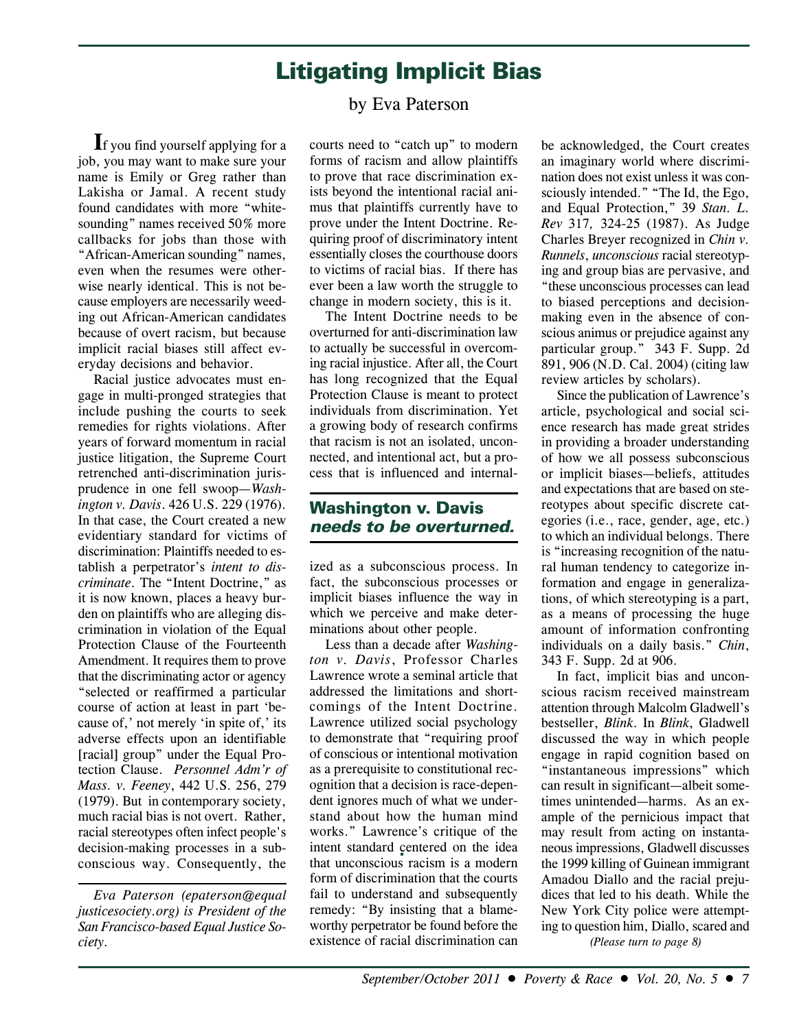# Litigating Implicit Bias

by Eva Paterson

**I**f you find yourself applying for a job, you may want to make sure your name is Emily or Greg rather than Lakisha or Jamal. A recent study found candidates with more "white-sounding" names received 50% more callbacks for jobs than those with "African-American sounding" names, even when the resumes were otherwise nearly identical. This is not because employers are necessarily weeding out African-American candidates because of overt racism, but because implicit racial biases still affect everyday decisions and behavior.

Racial justice advocates must engage in multi-pronged strategies that include pushing the courts to seek remedies for rights violations. After years of forward momentum in racial justice litigation, the Supreme Court retrenched anti-discrimination jurisprudence in one fell swoop—*Washington v. Davis*. 426 U.S. 229 (1976). In that case, the Court created a new evidentiary standard for victims of discrimination: Plaintiffs needed to establish a perpetrator's *intent to discriminate*. The "Intent Doctrine," as it is now known, places a heavy burden on plaintiffs who are alleging discrimination in violation of the Equal Protection Clause of the Fourteenth Amendment. It requires them to prove that the discriminating actor or agency "selected or reaffirmed a particular course of action at least in part 'because of,' not merely 'in spite of,' its adverse effects upon an identifiable [racial] group" under the Equal Protection Clause. *Personnel Adm'r of Mass. v. Feeney*, 442 U.S. 256, 279 (1979). But in contemporary society, much racial bias is not overt. Rather, racial stereotypes often infect people's decision-making processes in a subconscious way. Consequently, the courts need to "catch up" to modern forms of racism and allow plaintiffs to prove that race discrimination exists beyond the intentional racial animus that plaintiffs currently have to prove under the Intent Doctrine. Requiring proof of discriminatory intent essentially closes the courthouse doors to victims of racial bias. If there has ever been a law worth the struggle to change in modern society, this is it.

*Eva Paterson (epaterson@equaljusticesociety.org) is President of the San Francisco-based Equal Justice Society.*

The Intent Doctrine needs to be overturned for anti-discrimination law to actually be successful in overcoming racial injustice. After all, the Court has long recognized that the Equal Protection Clause is meant to protect individuals from discrimination. Yet a growing body of research confirms that racism is not an isolated, unconnected, and intentional act, but a process that is influenced and internalized as a subconscious process. In fact, the subconscious processes or implicit biases influence the way in which we perceive and make determinations about other people.

## Washington v. Davis *needs to be overturned.*

Less than a decade after *Washington v. Davis*, Professor Charles Lawrence wrote a seminal article that addressed the limitations and shortcomings of the Intent Doctrine. Lawrence utilized social psychology to demonstrate that "requiring proof of conscious or intentional motivation as a prerequisite to constitutional recognition that a decision is race-dependent ignores much of what we understand about how the human mind works." Lawrence's critique of the intent standard centered on the idea that unconscious racism is a modern form of discrimination that the courts fail to understand and subsequently remedy: "By insisting that a blameworthy perpetrator be found before the existence of racial discrimination can be acknowledged, the Court creates an imaginary world where discrimination does not exist unless it was consciously intended." "The Id, the Ego, and Equal Protection," 39 *Stan. L. Rev* 317, 324-25 (1987). As Judge Charles Breyer recognized in *Chin v. Runnels*, *unconscious* racial stereotyping and group bias are pervasive, and "these unconscious processes can lead to biased perceptions and decision-making even in the absence of conscious animus or prejudice against any particular group." 343 F. Supp. 2d 891, 906 (N.D. Cal. 2004) (citing law review articles by scholars).

Since the publication of Lawrence's article, psychological and social science research has made great strides in providing a broader understanding of how we all possess subconscious or implicit biases—beliefs, attitudes and expectations that are based on stereotypes about specific discrete categories (i.e., race, gender, age, etc.) to which an individual belongs. There is "increasing recognition of the natural human tendency to categorize information and engage in generalizations, of which stereotyping is a part, as a means of processing the huge amount of information confronting individuals on a daily basis." *Chin*, 343 F. Supp. 2d at 906.

In fact, implicit bias and unconscious racism received mainstream attention through Malcolm Gladwell's bestseller, *Blink*. In *Blink*, Gladwell discussed the way in which people engage in rapid cognition based on "instantaneous impressions" which can result in significant—albeit sometimes unintended—harms. As an example of the pernicious impact that may result from acting on instantaneous impressions, Gladwell discusses the 1999 killing of Guinean immigrant Amadou Diallo and the racial prejudices that led to his death. While the New York City police were attempting to question him, Diallo, scared and

*(Please turn to page 8)*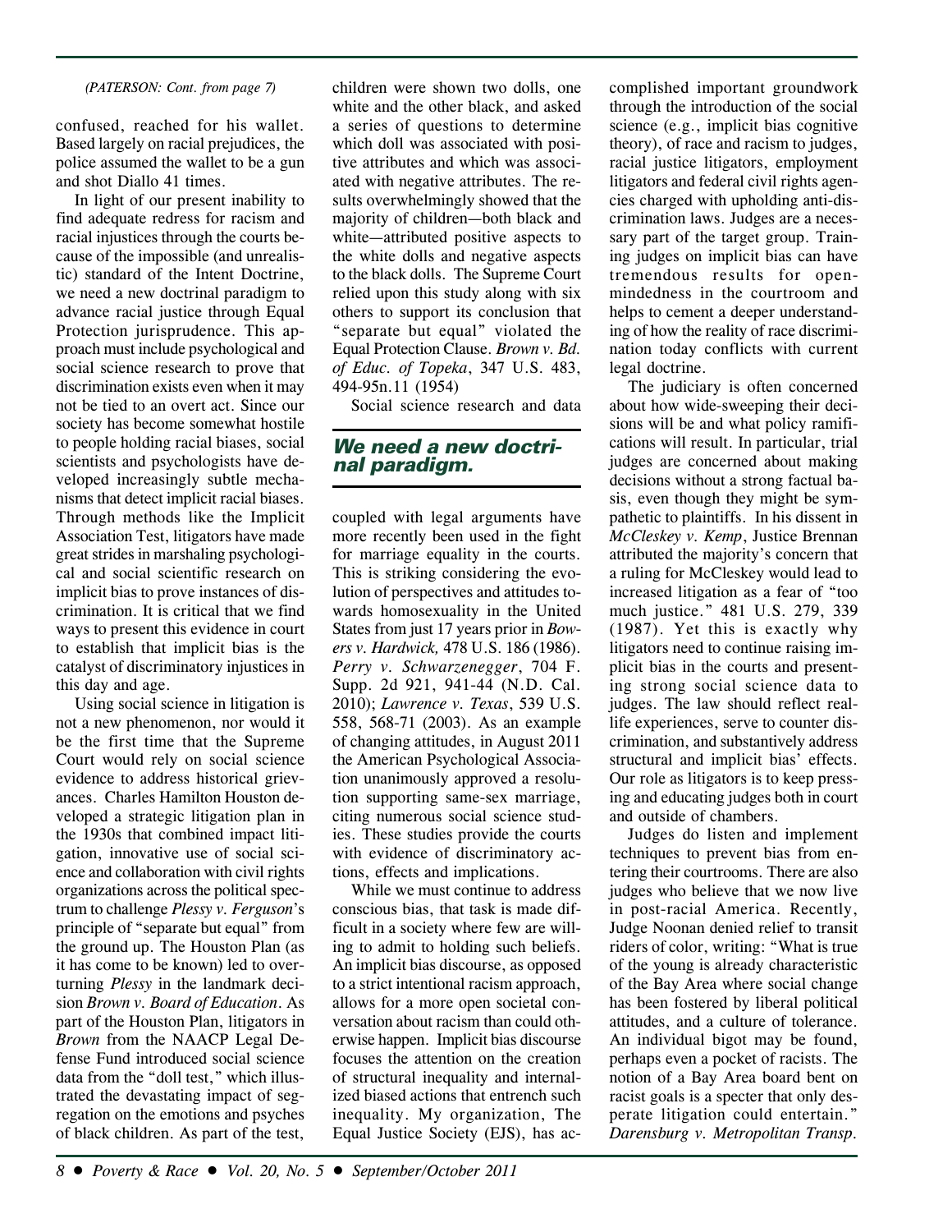*(PATERSON: Cont. from page 7)*

confused, reached for his wallet. Based largely on racial prejudices, the police assumed the wallet to be a gun and shot Diallo 41 times.

In light of our present inability to find adequate redress for racism and racial injustices through the courts because of the impossible (and unrealistic) standard of the Intent Doctrine, we need a new doctrinal paradigm to advance racial justice through Equal Protection jurisprudence. This approach must include psychological and social science research to prove that discrimination exists even when it may not be tied to an overt act. Since our society has become somewhat hostile to people holding racial biases, social scientists and psychologists have developed increasingly subtle mechanisms that detect implicit racial biases. Through methods like the Implicit Association Test, litigators have made great strides in marshaling psychological and social scientific research on implicit bias to prove instances of discrimination. It is critical that we find ways to present this evidence in court to establish that implicit bias is the catalyst of discriminatory injustices in this day and age.

Using social science in litigation is not a new phenomenon, nor would it be the first time that the Supreme Court would rely on social science evidence to address historical grievances. Charles Hamilton Houston developed a strategic litigation plan in the 1930s that combined impact litigation, innovative use of social science and collaboration with civil rights organizations across the political spectrum to challenge *Plessy v. Ferguson*'s principle of "separate but equal" from the ground up. The Houston Plan (as it has come to be known) led to overturning *Plessy* in the landmark decision *Brown v. Board of Education*. As part of the Houston Plan, litigators in *Brown* from the NAACP Legal Defense Fund introduced social science data from the "doll test," which illustrated the devastating impact of segregation on the emotions and psyches of black children. As part of the test, children were shown two dolls, one white and the other black, and asked a series of questions to determine which doll was associated with positive attributes and which was associated with negative attributes. The results overwhelmingly showed that the majority of children—both black and white—attributed positive aspects to the white dolls and negative aspects to the black dolls. The Supreme Court relied upon this study along with six others to support its conclusion that "separate but equal" violated the Equal Protection Clause. *Brown v. Bd. of Educ. of Topeka*, 347 U.S. 483, 494-95n.11 (1954)

Social science research and data coupled with legal arguments have more recently been used in the fight for marriage equality in the courts. This is striking considering the evolution of perspectives and attitudes towards homosexuality in the United States from just 17 years prior in *Bowers v. Hardwick,* 478 U.S. 186 (1986). *Perry v. Schwarzenegger*, 704 F. Supp. 2d 921, 941-44 (N.D. Cal. 2010); *Lawrence v. Texas*, 539 U.S. 558, 568-71 (2003). As an example of changing attitudes, in August 2011 the American Psychological Association unanimously approved a resolution supporting same-sex marriage, citing numerous social science studies. These studies provide the courts with evidence of discriminatory actions, effects and implications.

> ***We need a new doctrinal paradigm.***

While we must continue to address conscious bias, that task is made difficult in a society where few are willing to admit to holding such beliefs. An implicit bias discourse, as opposed to a strict intentional racism approach, allows for a more open societal conversation about racism than could otherwise happen. Implicit bias discourse focuses the attention on the creation of structural inequality and internalized biased actions that entrench such inequality. My organization, The Equal Justice Society (EJS), has accomplished important groundwork through the introduction of the social science (e.g., implicit bias cognitive theory), of race and racism to judges, racial justice litigators, employment litigators and federal civil rights agencies charged with upholding anti-discrimination laws. Judges are a necessary part of the target group. Training judges on implicit bias can have tremendous results for openmindedness in the courtroom and helps to cement a deeper understanding of how the reality of race discrimination today conflicts with current legal doctrine.

The judiciary is often concerned about how wide-sweeping their decisions will be and what policy ramifications will result. In particular, trial judges are concerned about making decisions without a strong factual basis, even though they might be sympathetic to plaintiffs. In his dissent in *McCleskey v. Kemp*, Justice Brennan attributed the majority's concern that a ruling for McCleskey would lead to increased litigation as a fear of "too much justice." 481 U.S. 279, 339 (1987). Yet this is exactly why litigators need to continue raising implicit bias in the courts and presenting strong social science data to judges. The law should reflect real-life experiences, serve to counter discrimination, and substantively address structural and implicit bias' effects. Our role as litigators is to keep pressing and educating judges both in court and outside of chambers.

Judges do listen and implement techniques to prevent bias from entering their courtrooms. There are also judges who believe that we now live in post-racial America. Recently, Judge Noonan denied relief to transit riders of color, writing: "What is true of the young is already characteristic of the Bay Area where social change has been fostered by liberal political attitudes, and a culture of tolerance. An individual bigot may be found, perhaps even a pocket of racists. The notion of a Bay Area board bent on racist goals is a specter that only desperate litigation could entertain." *Darensburg v. Metropolitan Transp.*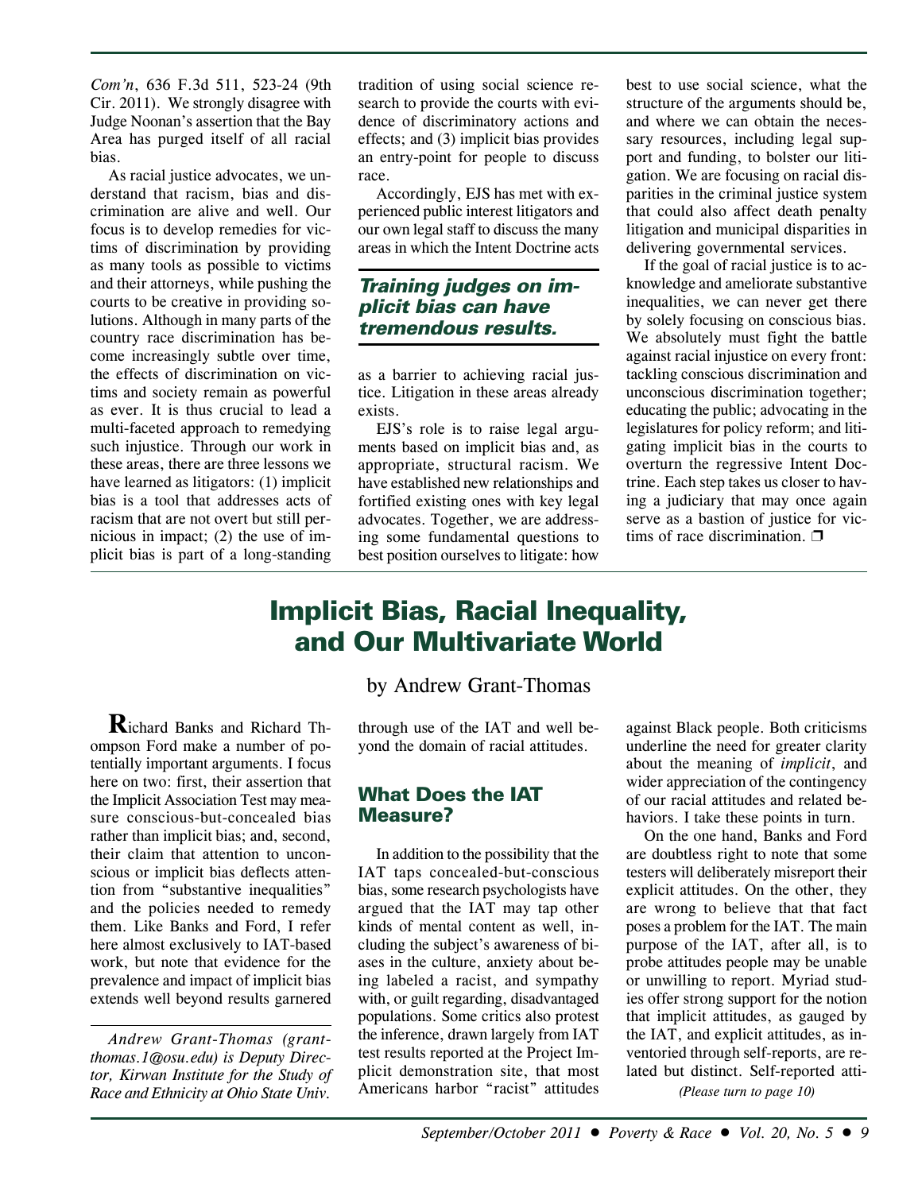*Com'n*, 636 F.3d 511, 523-24 (9th Cir. 2011). We strongly disagree with Judge Noonan's assertion that the Bay Area has purged itself of all racial bias.

As racial justice advocates, we understand that racism, bias and discrimination are alive and well. Our focus is to develop remedies for victims of discrimination by providing as many tools as possible to victims and their attorneys, while pushing the courts to be creative in providing solutions. Although in many parts of the country race discrimination has become increasingly subtle over time, the effects of discrimination on victims and society remain as powerful as ever. It is thus crucial to lead a multi-faceted approach to remedying such injustice. Through our work in these areas, there are three lessons we have learned as litigators: (1) implicit bias is a tool that addresses acts of racism that are not overt but still pernicious in impact; (2) the use of implicit bias is part of a long-standing tradition of using social science research to provide the courts with evidence of discriminatory actions and effects; and (3) implicit bias provides an entry-point for people to discuss race.

Accordingly, EJS has met with experienced public interest litigators and our own legal staff to discuss the many areas in which the Intent Doctrine acts as a barrier to achieving racial justice. Litigation in these areas already exists.

***Training judges on implicit bias can have tremendous results.***

EJS's role is to raise legal arguments based on implicit bias and, as appropriate, structural racism. We have established new relationships and fortified existing ones with key legal advocates. Together, we are addressing some fundamental questions to best position ourselves to litigate: how best to use social science, what the structure of the arguments should be, and where we can obtain the necessary resources, including legal support and funding, to bolster our litigation. We are focusing on racial disparities in the criminal justice system that could also affect death penalty litigation and municipal disparities in delivering governmental services.

If the goal of racial justice is to acknowledge and ameliorate substantive inequalities, we can never get there by solely focusing on conscious bias. We absolutely must fight the battle against racial injustice on every front: tackling conscious discrimination and unconscious discrimination together; educating the public; advocating in the legislatures for policy reform; and litigating implicit bias in the courts to overturn the regressive Intent Doctrine. Each step takes us closer to having a judiciary that may once again serve as a bastion of justice for victims of race discrimination. ❐

# Implicit Bias, Racial Inequality, and Our Multivariate World

by Andrew Grant-Thomas

Richard Banks and Richard Thompson Ford make a number of potentially important arguments. I focus here on two: first, their assertion that the Implicit Association Test may measure conscious-but-concealed bias rather than implicit bias; and, second, their claim that attention to unconscious or implicit bias deflects attention from "substantive inequalities" and the policies needed to remedy them. Like Banks and Ford, I refer here almost exclusively to IAT-based work, but note that evidence for the prevalence and impact of implicit bias extends well beyond results garnered through use of the IAT and well beyond the domain of racial attitudes.

*Andrew Grant-Thomas (grant-thomas.1@osu.edu) is Deputy Director, Kirwan Institute for the Study of Race and Ethnicity at Ohio State Univ.*

## What Does the IAT Measure?

In addition to the possibility that the IAT taps concealed-but-conscious bias, some research psychologists have argued that the IAT may tap other kinds of mental content as well, including the subject's awareness of biases in the culture, anxiety about being labeled a racist, and sympathy with, or guilt regarding, disadvantaged populations. Some critics also protest the inference, drawn largely from IAT test results reported at the Project Implicit demonstration site, that most Americans harbor "racist" attitudes against Black people. Both criticisms underline the need for greater clarity about the meaning of *implicit*, and wider appreciation of the contingency of our racial attitudes and related behaviors. I take these points in turn.

On the one hand, Banks and Ford are doubtless right to note that some testers will deliberately misreport their explicit attitudes. On the other, they are wrong to believe that that fact poses a problem for the IAT. The main purpose of the IAT, after all, is to probe attitudes people may be unable or unwilling to report. Myriad studies offer strong support for the notion that implicit attitudes, as gauged by the IAT, and explicit attitudes, as inventoried through self-reports, are related but distinct. Self-reported atti-

*(Please turn to page 10)*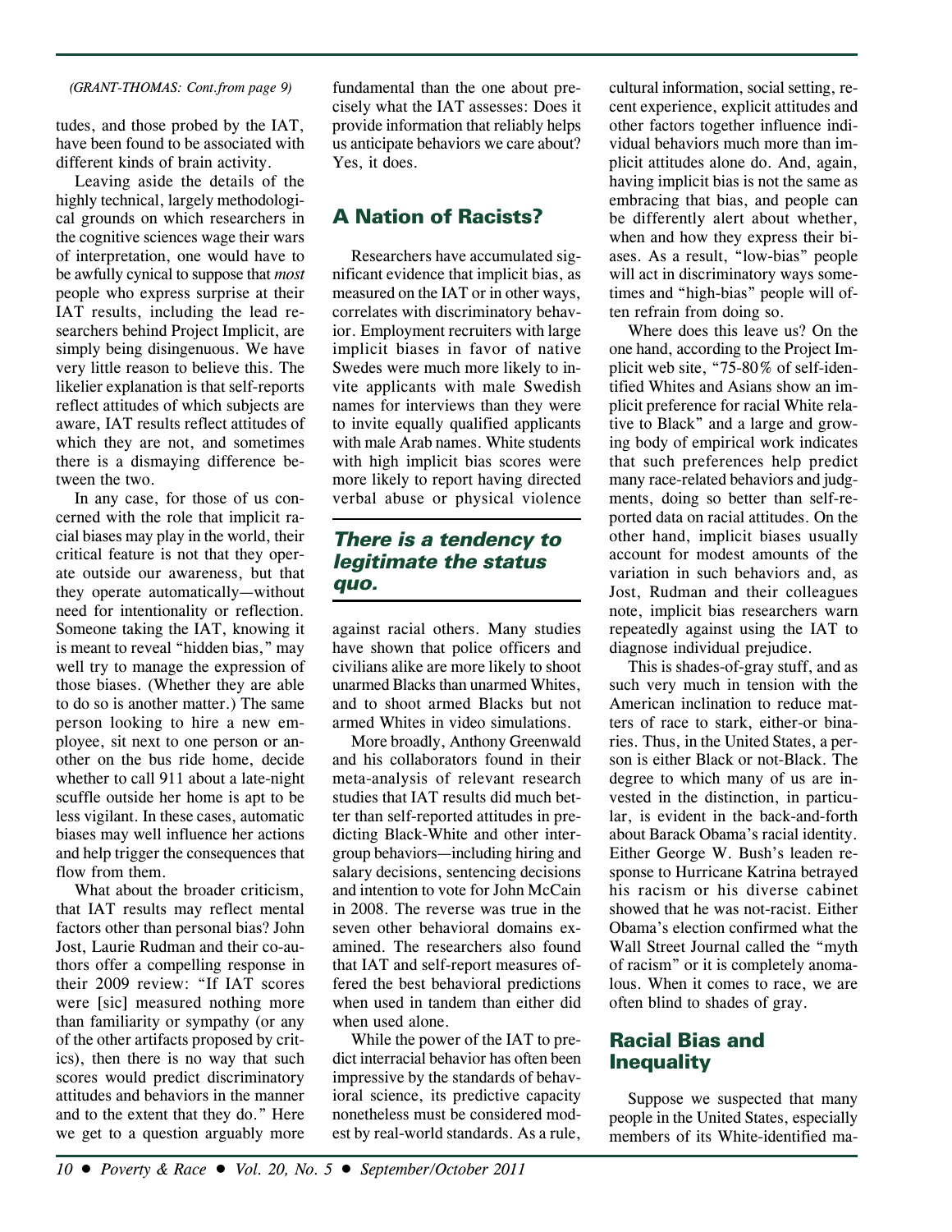*(GRANT-THOMAS: Cont.from page 9)*

tudes, and those probed by the IAT, have been found to be associated with different kinds of brain activity.

Leaving aside the details of the highly technical, largely methodological grounds on which researchers in the cognitive sciences wage their wars of interpretation, one would have to be awfully cynical to suppose that *most* people who express surprise at their IAT results, including the lead researchers behind Project Implicit, are simply being disingenuous. We have very little reason to believe this. The likelier explanation is that self-reports reflect attitudes of which subjects are aware, IAT results reflect attitudes of which they are not, and sometimes there is a dismaying difference between the two.

In any case, for those of us concerned with the role that implicit racial biases may play in the world, their critical feature is not that they operate outside our awareness, but that they operate automatically—without need for intentionality or reflection. Someone taking the IAT, knowing it is meant to reveal "hidden bias," may well try to manage the expression of those biases. (Whether they are able to do so is another matter.) The same person looking to hire a new employee, sit next to one person or another on the bus ride home, decide whether to call 911 about a late-night scuffle outside her home is apt to be less vigilant. In these cases, automatic biases may well influence her actions and help trigger the consequences that flow from them.

What about the broader criticism, that IAT results may reflect mental factors other than personal bias? John Jost, Laurie Rudman and their co-authors offer a compelling response in their 2009 review: "If IAT scores were [sic] measured nothing more than familiarity or sympathy (or any of the other artifacts proposed by critics), then there is no way that such scores would predict discriminatory attitudes and behaviors in the manner and to the extent that they do." Here we get to a question arguably more fundamental than the one about precisely what the IAT assesses: Does it provide information that reliably helps us anticipate behaviors we care about? Yes, it does.

## A Nation of Racists?

Researchers have accumulated significant evidence that implicit bias, as measured on the IAT or in other ways, correlates with discriminatory behavior. Employment recruiters with large implicit biases in favor of native Swedes were much more likely to invite applicants with male Swedish names for interviews than they were to invite equally qualified applicants with male Arab names. White students with high implicit bias scores were more likely to report having directed verbal abuse or physical violence against racial others. Many studies have shown that police officers and civilians alike are more likely to shoot unarmed Blacks than unarmed Whites, and to shoot armed Blacks but not armed Whites in video simulations.

***There is a tendency to legitimate the status quo.***

More broadly, Anthony Greenwald and his collaborators found in their meta-analysis of relevant research studies that IAT results did much better than self-reported attitudes in predicting Black-White and other intergroup behaviors—including hiring and salary decisions, sentencing decisions and intention to vote for John McCain in 2008. The reverse was true in the seven other behavioral domains examined. The researchers also found that IAT and self-report measures offered the best behavioral predictions when used in tandem than either did when used alone.

While the power of the IAT to predict interracial behavior has often been impressive by the standards of behavioral science, its predictive capacity nonetheless must be considered modest by real-world standards. As a rule, cultural information, social setting, recent experience, explicit attitudes and other factors together influence individual behaviors much more than implicit attitudes alone do. And, again, having implicit bias is not the same as embracing that bias, and people can be differently alert about whether, when and how they express their biases. As a result, "low-bias" people will act in discriminatory ways sometimes and "high-bias" people will often refrain from doing so.

Where does this leave us? On the one hand, according to the Project Implicit web site, "75-80% of self-identified Whites and Asians show an implicit preference for racial White relative to Black" and a large and growing body of empirical work indicates that such preferences help predict many race-related behaviors and judgments, doing so better than self-reported data on racial attitudes. On the other hand, implicit biases usually account for modest amounts of the variation in such behaviors and, as Jost, Rudman and their colleagues note, implicit bias researchers warn repeatedly against using the IAT to diagnose individual prejudice.

This is shades-of-gray stuff, and as such very much in tension with the American inclination to reduce matters of race to stark, either-or binaries. Thus, in the United States, a person is either Black or not-Black. The degree to which many of us are invested in the distinction, in particular, is evident in the back-and-forth about Barack Obama's racial identity. Either George W. Bush's leaden response to Hurricane Katrina betrayed his racism or his diverse cabinet showed that he was not-racist. Either Obama's election confirmed what the Wall Street Journal called the "myth of racism" or it is completely anomalous. When it comes to race, we are often blind to shades of gray.

## Racial Bias and Inequality

Suppose we suspected that many people in the United States, especially members of its White-identified ma-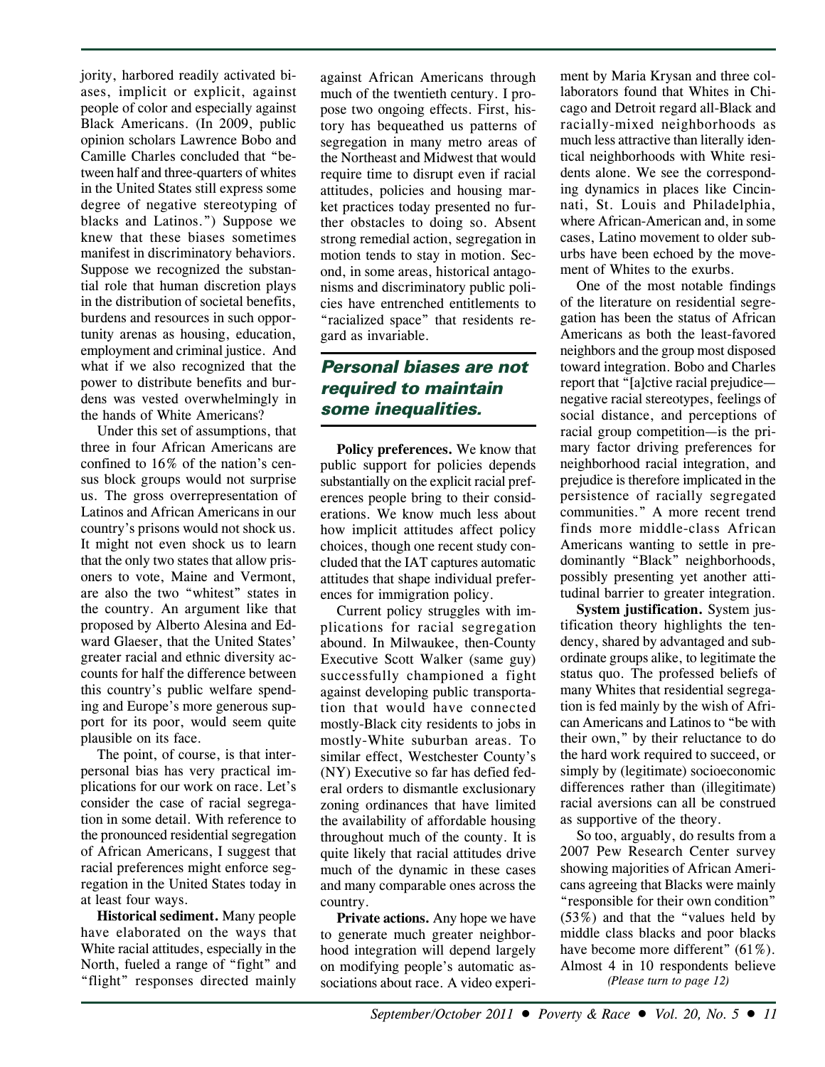jority, harbored readily activated biases, implicit or explicit, against people of color and especially against Black Americans. (In 2009, public opinion scholars Lawrence Bobo and Camille Charles concluded that "between half and three-quarters of whites in the United States still express some degree of negative stereotyping of blacks and Latinos.") Suppose we knew that these biases sometimes manifest in discriminatory behaviors. Suppose we recognized the substantial role that human discretion plays in the distribution of societal benefits, burdens and resources in such opportunity arenas as housing, education, employment and criminal justice. And what if we also recognized that the power to distribute benefits and burdens was vested overwhelmingly in the hands of White Americans?

Under this set of assumptions, that three in four African Americans are confined to 16% of the nation's census block groups would not surprise us. The gross overrepresentation of Latinos and African Americans in our country's prisons would not shock us. It might not even shock us to learn that the only two states that allow prisoners to vote, Maine and Vermont, are also the two "whitest" states in the country. An argument like that proposed by Alberto Alesina and Edward Glaeser, that the United States' greater racial and ethnic diversity accounts for half the difference between this country's public welfare spending and Europe's more generous support for its poor, would seem quite plausible on its face.

The point, of course, is that interpersonal bias has very practical implications for our work on race. Let's consider the case of racial segregation in some detail. With reference to the pronounced residential segregation of African Americans, I suggest that racial preferences might enforce segregation in the United States today in at least four ways.

**Historical sediment.** Many people have elaborated on the ways that White racial attitudes, especially in the North, fueled a range of "fight" and "flight" responses directed mainly against African Americans through much of the twentieth century. I propose two ongoing effects. First, history has bequeathed us patterns of segregation in many metro areas of the Northeast and Midwest that would require time to disrupt even if racial attitudes, policies and housing market practices today presented no further obstacles to doing so. Absent strong remedial action, segregation in motion tends to stay in motion. Second, in some areas, historical antagonisms and discriminatory public policies have entrenched entitlements to "racialized space" that residents regard as invariable.

## *Personal biases are not required to maintain some inequalities.*

**Policy preferences.** We know that public support for policies depends substantially on the explicit racial preferences people bring to their considerations. We know much less about how implicit attitudes affect policy choices, though one recent study concluded that the IAT captures automatic attitudes that shape individual preferences for immigration policy.

Current policy struggles with implications for racial segregation abound. In Milwaukee, then-County Executive Scott Walker (same guy) successfully championed a fight against developing public transportation that would have connected mostly-Black city residents to jobs in mostly-White suburban areas. To similar effect, Westchester County's (NY) Executive so far has defied federal orders to dismantle exclusionary zoning ordinances that have limited the availability of affordable housing throughout much of the county. It is quite likely that racial attitudes drive much of the dynamic in these cases and many comparable ones across the country.

**Private actions.** Any hope we have to generate much greater neighborhood integration will depend largely on modifying people's automatic associations about race. A video experiment by Maria Krysan and three collaborators found that Whites in Chicago and Detroit regard all-Black and racially-mixed neighborhoods as much less attractive than literally identical neighborhoods with White residents alone. We see the corresponding dynamics in places like Cincinnati, St. Louis and Philadelphia, where African-American and, in some cases, Latino movement to older suburbs have been echoed by the movement of Whites to the exurbs.

One of the most notable findings of the literature on residential segregation has been the status of African Americans as both the least-favored neighbors and the group most disposed toward integration. Bobo and Charles report that "[a]ctive racial prejudice—negative racial stereotypes, feelings of social distance, and perceptions of racial group competition—is the primary factor driving preferences for neighborhood racial integration, and prejudice is therefore implicated in the persistence of racially segregated communities." A more recent trend finds more middle-class African Americans wanting to settle in predominantly "Black" neighborhoods, possibly presenting yet another attitudinal barrier to greater integration.

**System justification.** System justification theory highlights the tendency, shared by advantaged and subordinate groups alike, to legitimate the status quo. The professed beliefs of many Whites that residential segregation is fed mainly by the wish of African Americans and Latinos to "be with their own," by their reluctance to do the hard work required to succeed, or simply by (legitimate) socioeconomic differences rather than (illegitimate) racial aversions can all be construed as supportive of the theory.

So too, arguably, do results from a 2007 Pew Research Center survey showing majorities of African Americans agreeing that Blacks were mainly "responsible for their own condition" (53%) and that the "values held by middle class blacks and poor blacks have become more different" (61%). Almost 4 in 10 respondents believe

*(Please turn to page 12)*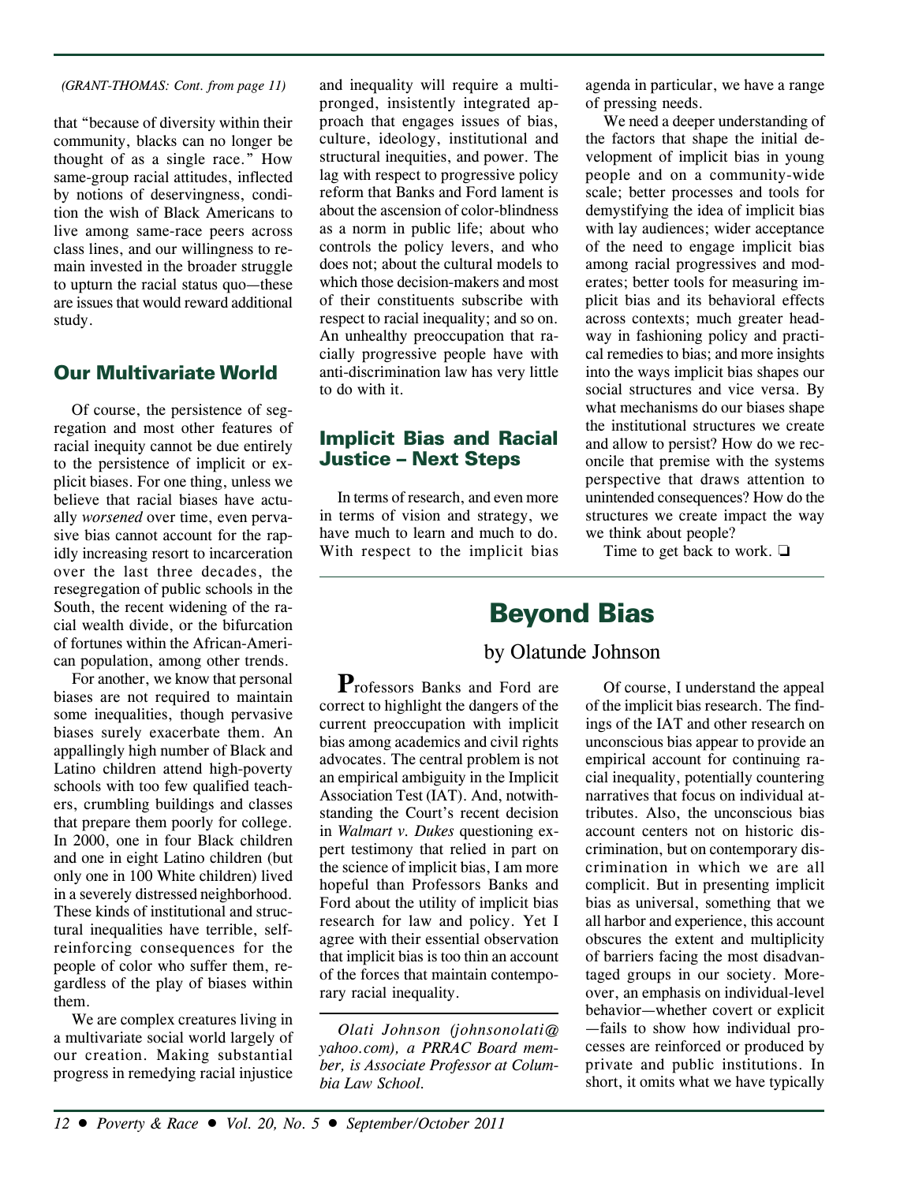*(GRANT-THOMAS: Cont. from page 11)*

that "because of diversity within their community, blacks can no longer be thought of as a single race." How same-group racial attitudes, inflected by notions of deservingness, condition the wish of Black Americans to live among same-race peers across class lines, and our willingness to remain invested in the broader struggle to upturn the racial status quo—these are issues that would reward additional study.

## Our Multivariate World

Of course, the persistence of segregation and most other features of racial inequity cannot be due entirely to the persistence of implicit or explicit biases. For one thing, unless we believe that racial biases have actually *worsened* over time, even pervasive bias cannot account for the rapidly increasing resort to incarceration over the last three decades, the resegregation of public schools in the South, the recent widening of the racial wealth divide, or the bifurcation of fortunes within the African-American population, among other trends.

For another, we know that personal biases are not required to maintain some inequalities, though pervasive biases surely exacerbate them. An appallingly high number of Black and Latino children attend high-poverty schools with too few qualified teachers, crumbling buildings and classes that prepare them poorly for college. In 2000, one in four Black children and one in eight Latino children (but only one in 100 White children) lived in a severely distressed neighborhood. These kinds of institutional and structural inequalities have terrible, self-reinforcing consequences for the people of color who suffer them, regardless of the play of biases within them.

We are complex creatures living in a multivariate social world largely of our creation. Making substantial progress in remedying racial injustice and inequality will require a multipronged, insistently integrated approach that engages issues of bias, culture, ideology, institutional and structural inequities, and power. The lag with respect to progressive policy reform that Banks and Ford lament is about the ascension of color-blindness as a norm in public life; about who controls the policy levers, and who does not; about the cultural models to which those decision-makers and most of their constituents subscribe with respect to racial inequality; and so on. An unhealthy preoccupation that racially progressive people have with anti-discrimination law has very little to do with it.

## Implicit Bias and Racial Justice – Next Steps

In terms of research, and even more in terms of vision and strategy, we have much to learn and much to do. With respect to the implicit bias agenda in particular, we have a range of pressing needs.

We need a deeper understanding of the factors that shape the initial development of implicit bias in young people and on a community-wide scale; better processes and tools for demystifying the idea of implicit bias with lay audiences; wider acceptance of the need to engage implicit bias among racial progressives and moderates; better tools for measuring implicit bias and its behavioral effects across contexts; much greater headway in fashioning policy and practical remedies to bias; and more insights into the ways implicit bias shapes our social structures and vice versa. By what mechanisms do our biases shape the institutional structures we create and allow to persist? How do we reconcile that premise with the systems perspective that draws attention to unintended consequences? How do the structures we create impact the way we think about people?

Time to get back to work. ❑

# Beyond Bias

by Olatunde Johnson

**P**rofessors Banks and Ford are correct to highlight the dangers of the current preoccupation with implicit bias among academics and civil rights advocates. The central problem is not an empirical ambiguity in the Implicit Association Test (IAT). And, notwithstanding the Court's recent decision in *Walmart v. Dukes* questioning expert testimony that relied in part on the science of implicit bias, I am more hopeful than Professors Banks and Ford about the utility of implicit bias research for law and policy. Yet I agree with their essential observation that implicit bias is too thin an account of the forces that maintain contemporary racial inequality.

*Olati Johnson (johnsonolati@yahoo.com), a PRRAC Board member, is Associate Professor at Columbia Law School.*

Of course, I understand the appeal of the implicit bias research. The findings of the IAT and other research on unconscious bias appear to provide an empirical account for continuing racial inequality, potentially countering narratives that focus on individual attributes. Also, the unconscious bias account centers not on historic discrimination, but on contemporary discrimination in which we are all complicit. But in presenting implicit bias as universal, something that we all harbor and experience, this account obscures the extent and multiplicity of barriers facing the most disadvantaged groups in our society. Moreover, an emphasis on individual-level behavior—whether covert or explicit—fails to show how individual processes are reinforced or produced by private and public institutions. In short, it omits what we have typically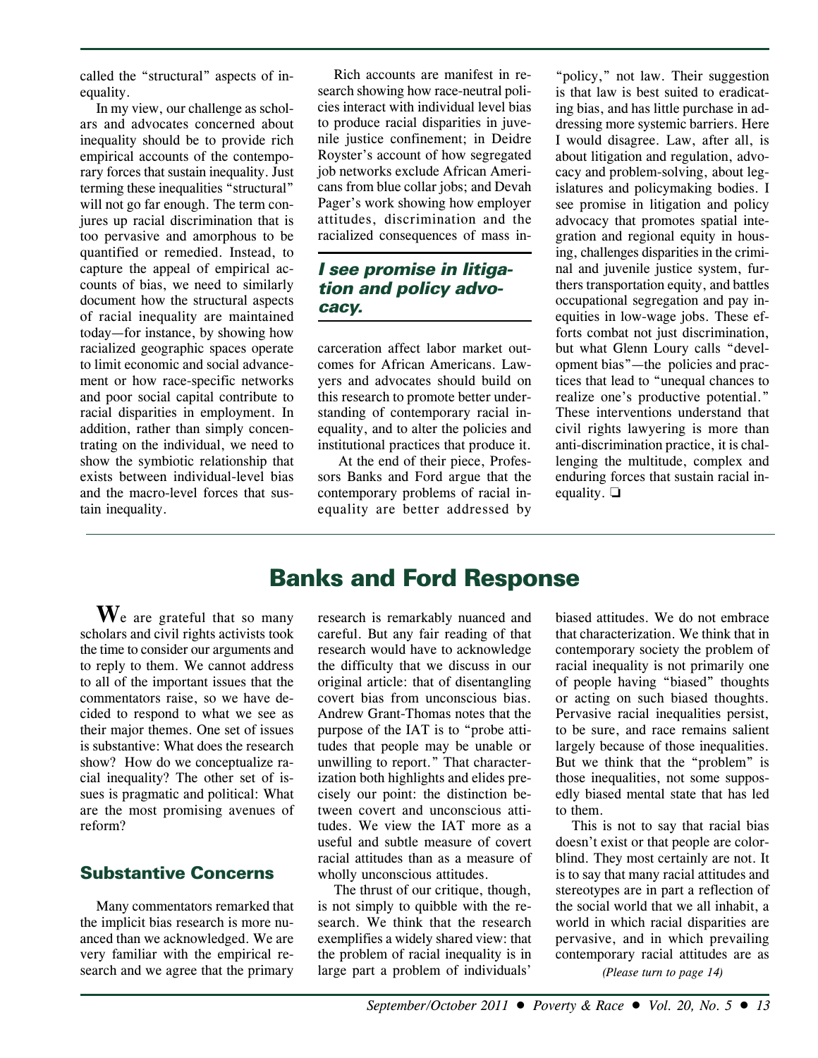called the "structural" aspects of inequality.

In my view, our challenge as scholars and advocates concerned about inequality should be to provide rich empirical accounts of the contemporary forces that sustain inequality. Just terming these inequalities "structural" will not go far enough. The term conjures up racial discrimination that is too pervasive and amorphous to be quantified or remedied. Instead, to capture the appeal of empirical accounts of bias, we need to similarly document how the structural aspects of racial inequality are maintained today—for instance, by showing how racialized geographic spaces operate to limit economic and social advancement or how race-specific networks and poor social capital contribute to racial disparities in employment. In addition, rather than simply concentrating on the individual, we need to show the symbiotic relationship that exists between individual-level bias and the macro-level forces that sustain inequality.

Rich accounts are manifest in research showing how race-neutral policies interact with individual level bias to produce racial disparities in juvenile justice confinement; in Deidre Royster's account of how segregated job networks exclude African Americans from blue collar jobs; and Devah Pager's work showing how employer attitudes, discrimination and the racialized consequences of mass incarceration affect labor market outcomes for African Americans. Lawyers and advocates should build on this research to promote better understanding of contemporary racial inequality, and to alter the policies and institutional practices that produce it.

***I see promise in litigation and policy advocacy.***

At the end of their piece, Professors Banks and Ford argue that the contemporary problems of racial inequality are better addressed by "policy," not law. Their suggestion is that law is best suited to eradicating bias, and has little purchase in addressing more systemic barriers. Here I would disagree. Law, after all, is about litigation and regulation, advocacy and problem-solving, about legislatures and policymaking bodies. I see promise in litigation and policy advocacy that promotes spatial integration and regional equity in housing, challenges disparities in the criminal and juvenile justice system, furthers transportation equity, and battles occupational segregation and pay inequities in low-wage jobs. These efforts combat not just discrimination, but what Glenn Loury calls "development bias"—the policies and practices that lead to "unequal chances to realize one's productive potential." These interventions understand that civil rights lawyering is more than anti-discrimination practice, it is challenging the multitude, complex and enduring forces that sustain racial inequality. ❑

# Banks and Ford Response

We are grateful that so many scholars and civil rights activists took the time to consider our arguments and to reply to them. We cannot address to all of the important issues that the commentators raise, so we have decided to respond to what we see as their major themes. One set of issues is substantive: What does the research show? How do we conceptualize racial inequality? The other set of issues is pragmatic and political: What are the most promising avenues of reform?

## Substantive Concerns

Many commentators remarked that the implicit bias research is more nuanced than we acknowledged. We are very familiar with the empirical research and we agree that the primary research is remarkably nuanced and careful. But any fair reading of that research would have to acknowledge the difficulty that we discuss in our original article: that of disentangling covert bias from unconscious bias. Andrew Grant-Thomas notes that the purpose of the IAT is to "probe attitudes that people may be unable or unwilling to report." That characterization both highlights and elides precisely our point: the distinction between covert and unconscious attitudes. We view the IAT more as a useful and subtle measure of covert racial attitudes than as a measure of wholly unconscious attitudes.

The thrust of our critique, though, is not simply to quibble with the research. We think that the research exemplifies a widely shared view: that the problem of racial inequality is in large part a problem of individuals' biased attitudes. We do not embrace that characterization. We think that in contemporary society the problem of racial inequality is not primarily one of people having "biased" thoughts or acting on such biased thoughts. Pervasive racial inequalities persist, to be sure, and race remains salient largely because of those inequalities. But we think that the "problem" is those inequalities, not some supposedly biased mental state that has led to them.

This is not to say that racial bias doesn't exist or that people are colorblind. They most certainly are not. It is to say that many racial attitudes and stereotypes are in part a reflection of the social world that we all inhabit, a world in which racial disparities are pervasive, and in which prevailing contemporary racial attitudes are as

*(Please turn to page 14)*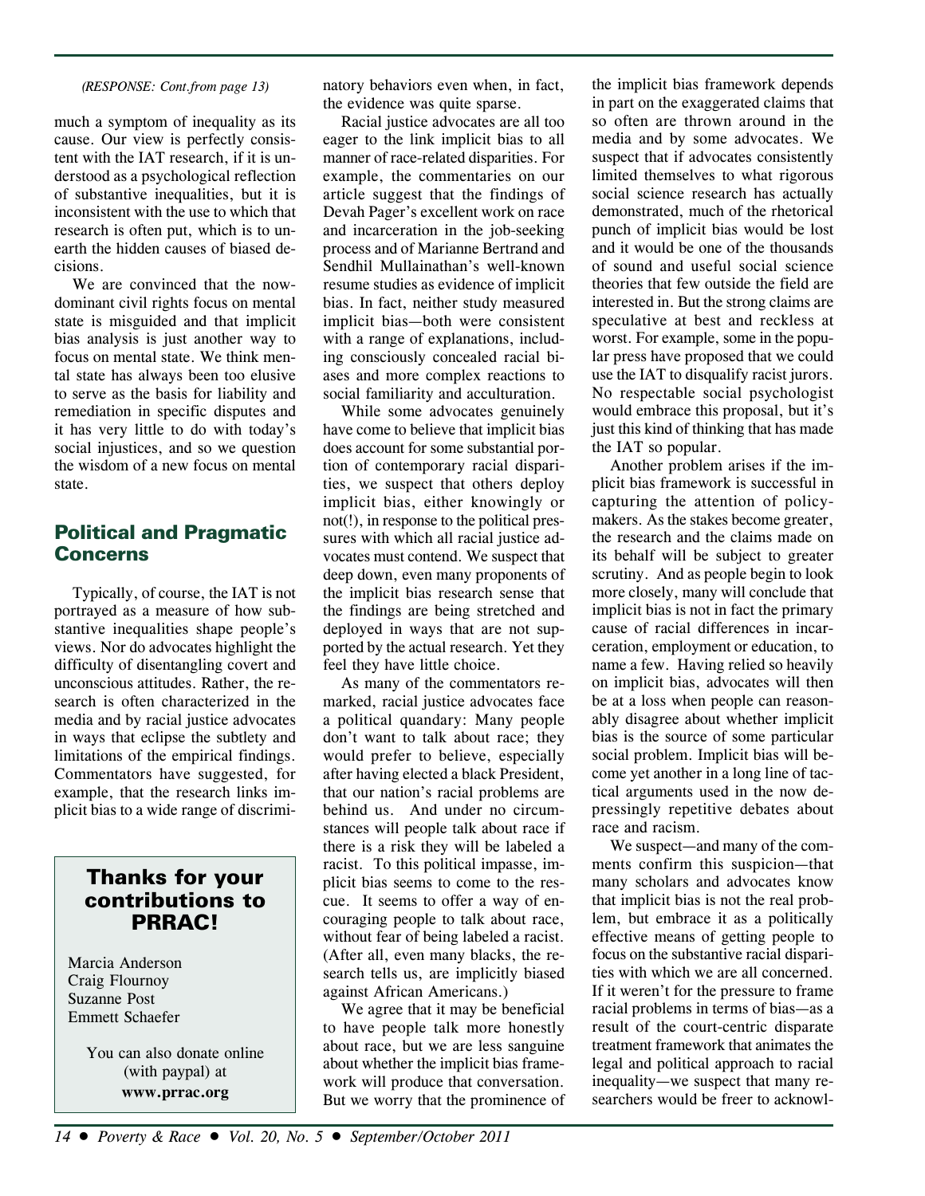*(RESPONSE: Cont.from page 13)*

much a symptom of inequality as its cause. Our view is perfectly consistent with the IAT research, if it is understood as a psychological reflection of substantive inequalities, but it is inconsistent with the use to which that research is often put, which is to unearth the hidden causes of biased decisions.

We are convinced that the now-dominant civil rights focus on mental state is misguided and that implicit bias analysis is just another way to focus on mental state. We think mental state has always been too elusive to serve as the basis for liability and remediation in specific disputes and it has very little to do with today's social injustices, and so we question the wisdom of a new focus on mental state.

## Political and Pragmatic Concerns

Typically, of course, the IAT is not portrayed as a measure of how substantive inequalities shape people's views. Nor do advocates highlight the difficulty of disentangling covert and unconscious attitudes. Rather, the research is often characterized in the media and by racial justice advocates in ways that eclipse the subtlety and limitations of the empirical findings. Commentators have suggested, for example, that the research links implicit bias to a wide range of discriminatory behaviors even when, in fact, the evidence was quite sparse.

Racial justice advocates are all too eager to the link implicit bias to all manner of race-related disparities. For example, the commentaries on our article suggest that the findings of Devah Pager's excellent work on race and incarceration in the job-seeking process and of Marianne Bertrand and Sendhil Mullainathan's well-known resume studies as evidence of implicit bias. In fact, neither study measured implicit bias—both were consistent with a range of explanations, including consciously concealed racial biases and more complex reactions to social familiarity and acculturation.

While some advocates genuinely have come to believe that implicit bias does account for some substantial portion of contemporary racial disparities, we suspect that others deploy implicit bias, either knowingly or not(!), in response to the political pressures with which all racial justice advocates must contend. We suspect that deep down, even many proponents of the implicit bias research sense that the findings are being stretched and deployed in ways that are not supported by the actual research. Yet they feel they have little choice.

As many of the commentators remarked, racial justice advocates face a political quandary: Many people don't want to talk about race; they would prefer to believe, especially after having elected a black President, that our nation's racial problems are behind us. And under no circumstances will people talk about race if there is a risk they will be labeled a racist. To this political impasse, implicit bias seems to come to the rescue. It seems to offer a way of encouraging people to talk about race, without fear of being labeled a racist. (After all, even many blacks, the research tells us, are implicitly biased against African Americans.)

We agree that it may be beneficial to have people talk more honestly about race, but we are less sanguine about whether the implicit bias framework will produce that conversation. But we worry that the prominence of the implicit bias framework depends in part on the exaggerated claims that so often are thrown around in the media and by some advocates. We suspect that if advocates consistently limited themselves to what rigorous social science research has actually demonstrated, much of the rhetorical punch of implicit bias would be lost and it would be one of the thousands of sound and useful social science theories that few outside the field are interested in. But the strong claims are speculative at best and reckless at worst. For example, some in the popular press have proposed that we could use the IAT to disqualify racist jurors. No respectable social psychologist would embrace this proposal, but it's just this kind of thinking that has made the IAT so popular.

Another problem arises if the implicit bias framework is successful in capturing the attention of policymakers. As the stakes become greater, the research and the claims made on its behalf will be subject to greater scrutiny. And as people begin to look more closely, many will conclude that implicit bias is not in fact the primary cause of racial differences in incarceration, employment or education, to name a few. Having relied so heavily on implicit bias, advocates will then be at a loss when people can reasonably disagree about whether implicit bias is the source of some particular social problem. Implicit bias will become yet another in a long line of tactical arguments used in the now depressingly repetitive debates about race and racism.

We suspect—and many of the comments confirm this suspicion—that many scholars and advocates know that implicit bias is not the real problem, but embrace it as a politically effective means of getting people to focus on the substantive racial disparities with which we are all concerned. If it weren't for the pressure to frame racial problems in terms of bias—as a result of the court-centric disparate treatment framework that animates the legal and political approach to racial inequality—we suspect that many researchers would be freer to acknowl-

### Thanks for your contributions to PRRAC!

Marcia Anderson
Craig Flournoy
Suzanne Post
Emmett Schaefer

You can also donate online (with paypal) at **www.prrac.org**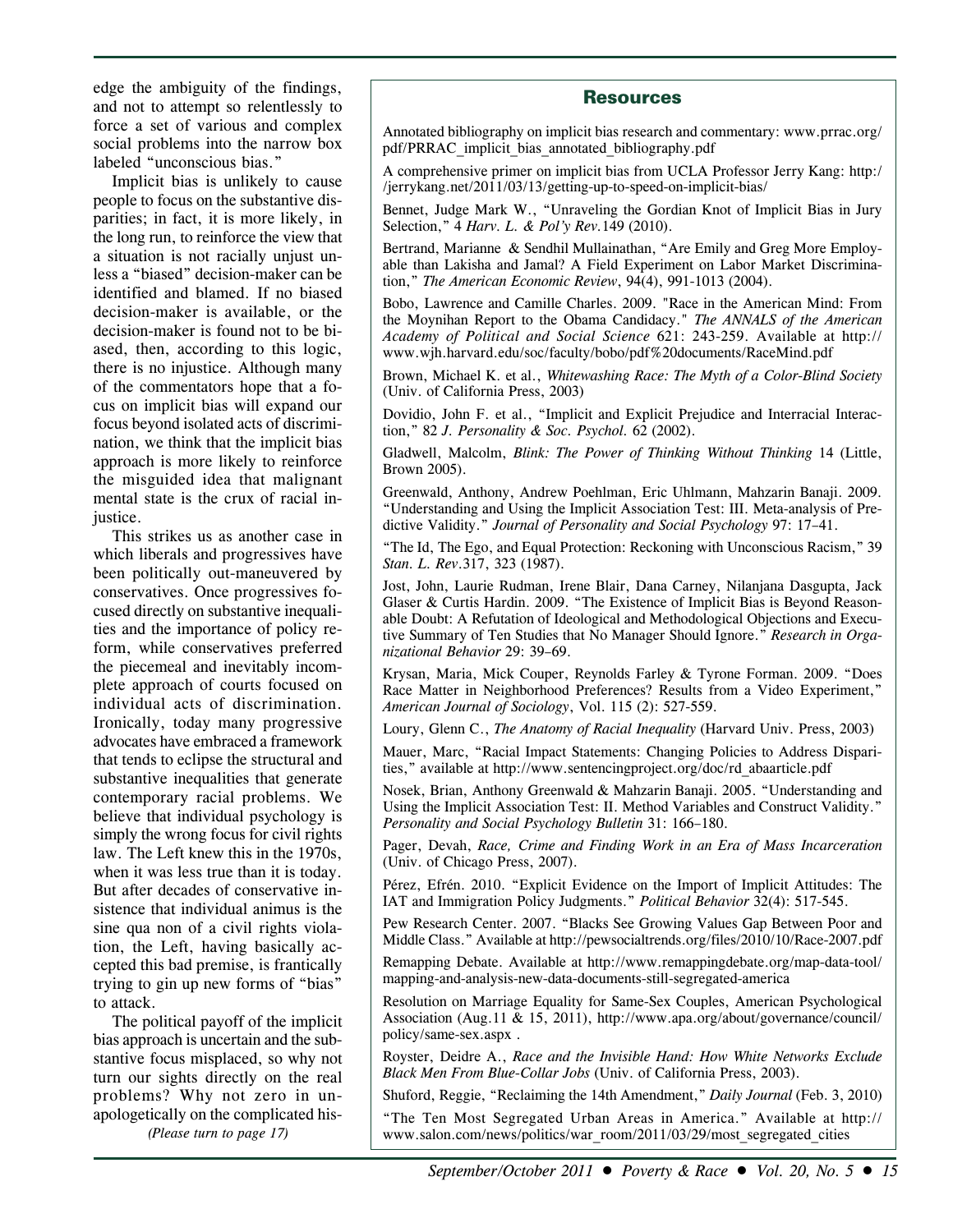edge the ambiguity of the findings, and not to attempt so relentlessly to force a set of various and complex social problems into the narrow box labeled "unconscious bias."

Implicit bias is unlikely to cause people to focus on the substantive disparities; in fact, it is more likely, in the long run, to reinforce the view that a situation is not racially unjust unless a "biased" decision-maker can be identified and blamed. If no biased decision-maker is available, or the decision-maker is found not to be biased, then, according to this logic, there is no injustice. Although many of the commentators hope that a focus on implicit bias will expand our focus beyond isolated acts of discrimination, we think that the implicit bias approach is more likely to reinforce the misguided idea that malignant mental state is the crux of racial injustice.

This strikes us as another case in which liberals and progressives have been politically out-maneuvered by conservatives. Once progressives focused directly on substantive inequalities and the importance of policy reform, while conservatives preferred the piecemeal and inevitably incomplete approach of courts focused on individual acts of discrimination. Ironically, today many progressive advocates have embraced a framework that tends to eclipse the structural and substantive inequalities that generate contemporary racial problems. We believe that individual psychology is simply the wrong focus for civil rights law. The Left knew this in the 1970s, when it was less true than it is today. But after decades of conservative insistence that individual animus is the sine qua non of a civil rights violation, the Left, having basically accepted this bad premise, is frantically trying to gin up new forms of "bias" to attack.

The political payoff of the implicit bias approach is uncertain and the substantive focus misplaced, so why not turn our sights directly on the real problems? Why not zero in unapologetically on the complicated his-

*(Please turn to page 17)*

## Resources

Annotated bibliography on implicit bias research and commentary: www.prrac.org/pdf/PRRAC_implicit_bias_annotated_bibliography.pdf

A comprehensive primer on implicit bias from UCLA Professor Jerry Kang: http://jerrykang.net/2011/03/13/getting-up-to-speed-on-implicit-bias/

Bennet, Judge Mark W., "Unraveling the Gordian Knot of Implicit Bias in Jury Selection," 4 *Harv. L. & Pol'y Rev.*149 (2010).

Bertrand, Marianne & Sendhil Mullainathan, "Are Emily and Greg More Employable than Lakisha and Jamal? A Field Experiment on Labor Market Discrimination," *The American Economic Review*, 94(4), 991-1013 (2004).

Bobo, Lawrence and Camille Charles. 2009. "Race in the American Mind: From the Moynihan Report to the Obama Candidacy." *The ANNALS of the American Academy of Political and Social Science* 621: 243-259. Available at http://www.wjh.harvard.edu/soc/faculty/bobo/pdf%20documents/RaceMind.pdf

Brown, Michael K. et al., *Whitewashing Race: The Myth of a Color-Blind Society* (Univ. of California Press, 2003)

Dovidio, John F. et al., "Implicit and Explicit Prejudice and Interracial Interaction," 82 *J. Personality & Soc. Psychol.* 62 (2002).

Gladwell, Malcolm, *Blink: The Power of Thinking Without Thinking* 14 (Little, Brown 2005).

Greenwald, Anthony, Andrew Poehlman, Eric Uhlmann, Mahzarin Banaji. 2009. "Understanding and Using the Implicit Association Test: III. Meta-analysis of Predictive Validity." *Journal of Personality and Social Psychology* 97: 17–41.

"The Id, The Ego, and Equal Protection: Reckoning with Unconscious Racism," 39 *Stan. L. Rev.*317, 323 (1987).

Jost, John, Laurie Rudman, Irene Blair, Dana Carney, Nilanjana Dasgupta, Jack Glaser & Curtis Hardin. 2009. "The Existence of Implicit Bias is Beyond Reasonable Doubt: A Refutation of Ideological and Methodological Objections and Executive Summary of Ten Studies that No Manager Should Ignore." *Research in Organizational Behavior* 29: 39–69.

Krysan, Maria, Mick Couper, Reynolds Farley & Tyrone Forman. 2009. "Does Race Matter in Neighborhood Preferences? Results from a Video Experiment," *American Journal of Sociology*, Vol. 115 (2): 527-559.

Loury, Glenn C., *The Anatomy of Racial Inequality* (Harvard Univ. Press, 2003)

Mauer, Marc, "Racial Impact Statements: Changing Policies to Address Disparities," available at http://www.sentencingproject.org/doc/rd_abaarticle.pdf

Nosek, Brian, Anthony Greenwald & Mahzarin Banaji. 2005. "Understanding and Using the Implicit Association Test: II. Method Variables and Construct Validity." *Personality and Social Psychology Bulletin* 31: 166–180.

Pager, Devah, *Race, Crime and Finding Work in an Era of Mass Incarceration* (Univ. of Chicago Press, 2007).

Pérez, Efrén. 2010. "Explicit Evidence on the Import of Implicit Attitudes: The IAT and Immigration Policy Judgments." *Political Behavior* 32(4): 517-545.

Pew Research Center. 2007. "Blacks See Growing Values Gap Between Poor and Middle Class." Available at http://pewsocialtrends.org/files/2010/10/Race-2007.pdf

Remapping Debate. Available at http://www.remappingdebate.org/map-data-tool/mapping-and-analysis-new-data-documents-still-segregated-america

Resolution on Marriage Equality for Same-Sex Couples, American Psychological Association (Aug.11 & 15, 2011), http://www.apa.org/about/governance/council/policy/same-sex.aspx .

Royster, Deidre A., *Race and the Invisible Hand: How White Networks Exclude Black Men From Blue-Collar Jobs* (Univ. of California Press, 2003).

Shuford, Reggie, "Reclaiming the 14th Amendment," *Daily Journal* (Feb. 3, 2010)

"The Ten Most Segregated Urban Areas in America." Available at http://www.salon.com/news/politics/war_room/2011/03/29/most_segregated_cities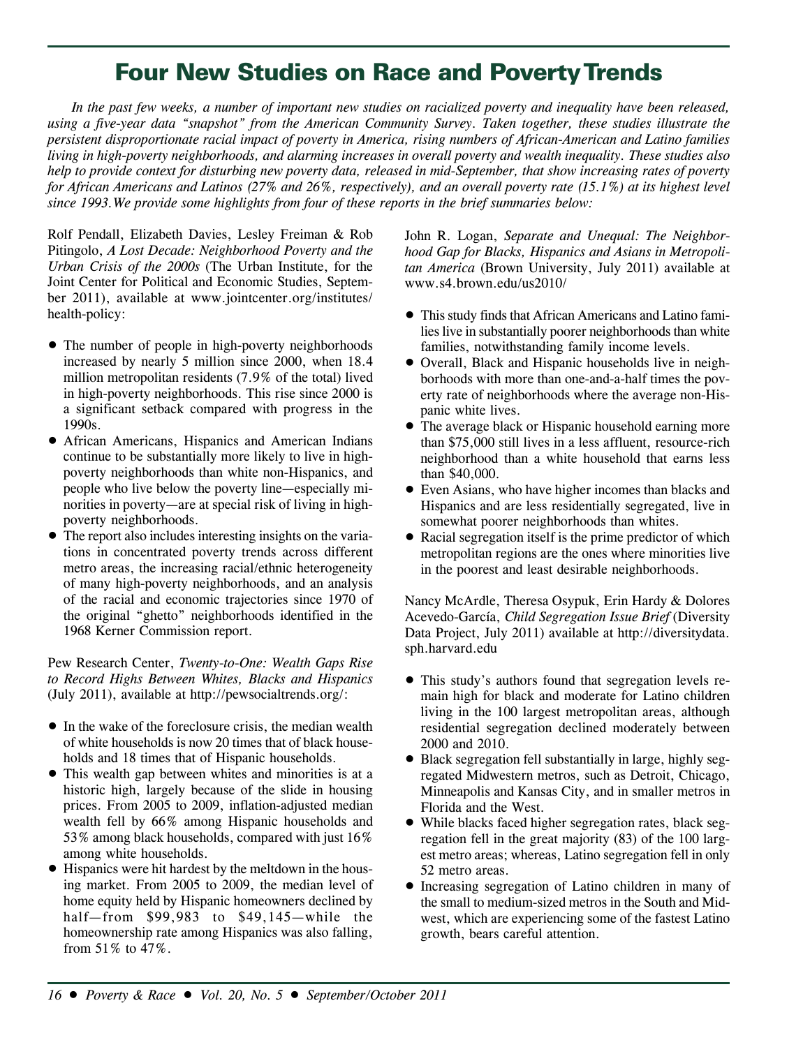# Four New Studies on Race and Poverty Trends

*In the past few weeks, a number of important new studies on racialized poverty and inequality have been released, using a five-year data "snapshot" from the American Community Survey. Taken together, these studies illustrate the persistent disproportionate racial impact of poverty in America, rising numbers of African-American and Latino families living in high-poverty neighborhoods, and alarming increases in overall poverty and wealth inequality. These studies also help to provide context for disturbing new poverty data, released in mid-September, that show increasing rates of poverty for African Americans and Latinos (27% and 26%, respectively), and an overall poverty rate (15.1%) at its highest level since 1993. We provide some highlights from four of these reports in the brief summaries below:*

Rolf Pendall, Elizabeth Davies, Lesley Freiman & Rob Pitingolo, *A Lost Decade: Neighborhood Poverty and the Urban Crisis of the 2000s* (The Urban Institute, for the Joint Center for Political and Economic Studies, September 2011), available at www.jointcenter.org/institutes/health-policy:

- The number of people in high-poverty neighborhoods increased by nearly 5 million since 2000, when 18.4 million metropolitan residents (7.9% of the total) lived in high-poverty neighborhoods. This rise since 2000 is a significant setback compared with progress in the 1990s.
- African Americans, Hispanics and American Indians continue to be substantially more likely to live in high-poverty neighborhoods than white non-Hispanics, and people who live below the poverty line—especially minorities in poverty—are at special risk of living in high-poverty neighborhoods.
- The report also includes interesting insights on the variations in concentrated poverty trends across different metro areas, the increasing racial/ethnic heterogeneity of many high-poverty neighborhoods, and an analysis of the racial and economic trajectories since 1970 of the original "ghetto" neighborhoods identified in the 1968 Kerner Commission report.

Pew Research Center, *Twenty-to-One: Wealth Gaps Rise to Record Highs Between Whites, Blacks and Hispanics* (July 2011), available at http://pewsocialtrends.org/:

- In the wake of the foreclosure crisis, the median wealth of white households is now 20 times that of black households and 18 times that of Hispanic households.
- This wealth gap between whites and minorities is at a historic high, largely because of the slide in housing prices. From 2005 to 2009, inflation-adjusted median wealth fell by 66% among Hispanic households and 53% among black households, compared with just 16% among white households.
- Hispanics were hit hardest by the meltdown in the housing market. From 2005 to 2009, the median level of home equity held by Hispanic homeowners declined by half—from $99,983 to $49,145—while the homeownership rate among Hispanics was also falling, from 51% to 47%.

John R. Logan, *Separate and Unequal: The Neighborhood Gap for Blacks, Hispanics and Asians in Metropolitan America* (Brown University, July 2011) available at www.s4.brown.edu/us2010/

- This study finds that African Americans and Latino families live in substantially poorer neighborhoods than white families, notwithstanding family income levels.
- Overall, Black and Hispanic households live in neighborhoods with more than one-and-a-half times the poverty rate of neighborhoods where the average non-Hispanic white lives.
- The average black or Hispanic household earning more than $75,000 still lives in a less affluent, resource-rich neighborhood than a white household that earns less than $40,000.
- Even Asians, who have higher incomes than blacks and Hispanics and are less residentially segregated, live in somewhat poorer neighborhoods than whites.
- Racial segregation itself is the prime predictor of which metropolitan regions are the ones where minorities live in the poorest and least desirable neighborhoods.

Nancy McArdle, Theresa Osypuk, Erin Hardy & Dolores Acevedo-García, *Child Segregation Issue Brief* (Diversity Data Project, July 2011) available at http://diversitydata.sph.harvard.edu

- This study's authors found that segregation levels remain high for black and moderate for Latino children living in the 100 largest metropolitan areas, although residential segregation declined moderately between 2000 and 2010.
- Black segregation fell substantially in large, highly segregated Midwestern metros, such as Detroit, Chicago, Minneapolis and Kansas City, and in smaller metros in Florida and the West.
- While blacks faced higher segregation rates, black segregation fell in the great majority (83) of the 100 largest metro areas; whereas, Latino segregation fell in only 52 metro areas.
- Increasing segregation of Latino children in many of the small to medium-sized metros in the South and Midwest, which are experiencing some of the fastest Latino growth, bears careful attention.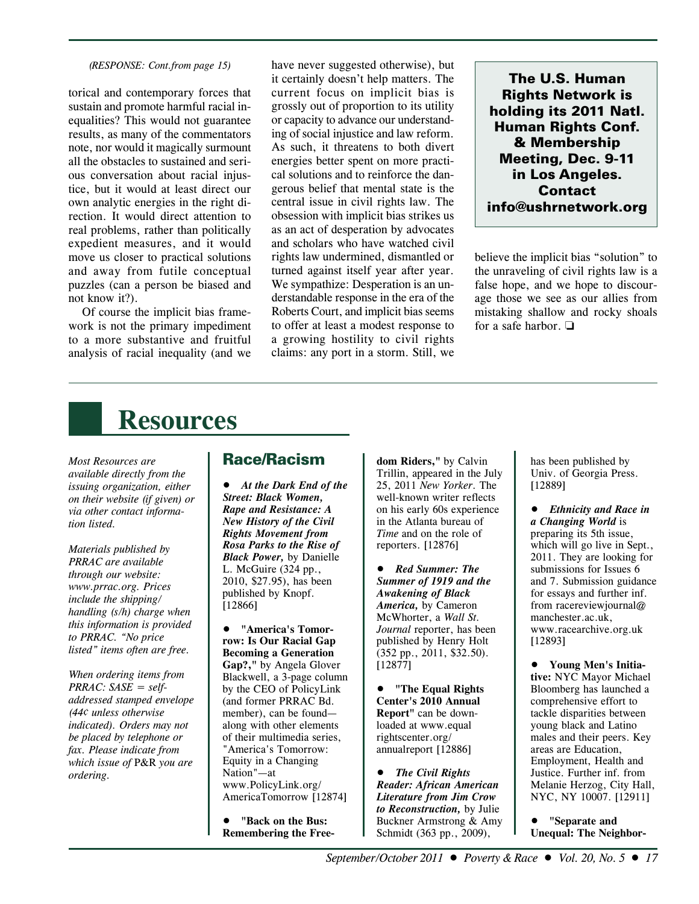*(RESPONSE: Cont.from page 15)*

torical and contemporary forces that sustain and promote harmful racial inequalities? This would not guarantee results, as many of the commentators note, nor would it magically surmount all the obstacles to sustained and serious conversation about racial injustice, but it would at least direct our own analytic energies in the right direction. It would direct attention to real problems, rather than politically expedient measures, and it would move us closer to practical solutions and away from futile conceptual puzzles (can a person be biased and not know it?).

Of course the implicit bias framework is not the primary impediment to a more substantive and fruitful analysis of racial inequality (and we have never suggested otherwise), but it certainly doesn't help matters. The current focus on implicit bias is grossly out of proportion to its utility or capacity to advance our understanding of social injustice and law reform. As such, it threatens to both divert energies better spent on more practical solutions and to reinforce the dangerous belief that mental state is the central issue in civil rights law. The obsession with implicit bias strikes us as an act of desperation by advocates and scholars who have watched civil rights law undermined, dismantled or turned against itself year after year. We sympathize: Desperation is an understandable response in the era of the Roberts Court, and implicit bias seems to offer at least a modest response to a growing hostility to civil rights claims: any port in a storm. Still, we believe the implicit bias "solution" to the unraveling of civil rights law is a false hope, and we hope to discourage those we see as our allies from mistaking shallow and rocky shoals for a safe harbor. ❑

**The U.S. Human Rights Network is holding its 2011 Natl. Human Rights Conf. & Membership Meeting, Dec. 9-11 in Los Angeles. Contact info@ushrnetwork.org**

# Resources

*Most Resources are available directly from the issuing organization, either on their website (if given) or via other contact information listed.*

*Materials published by PRRAC are available through our website: www.prrac.org. Prices include the shipping/ handling (s/h) charge when this information is provided to PRRAC. "No price listed" items often are free.*

*When ordering items from PRRAC: SASE = self-addressed stamped envelope (44¢ unless otherwise indicated). Orders may not be placed by telephone or fax. Please indicate from which issue of* P&R *you are ordering.*

## Race/Racism

- ***At the Dark End of the Street: Black Women, Rape and Resistance: A New History of the Civil Rights Movement from Rosa Parks to the Rise of Black Power,*** by Danielle L. McGuire (324 pp., 2010, $27.95), has been published by Knopf. [12866]

- **"America's Tomorrow: Is Our Racial Gap Becoming a Generation Gap?,"** by Angela Glover Blackwell, a 3-page column by the CEO of PolicyLink (and former PRRAC Bd. member), can be found—along with other elements of their multimedia series, "America's Tomorrow: Equity in a Changing Nation"—at www.PolicyLink.org/AmericaTomorrow [12874]

- **"Back on the Bus: Remembering the Freedom Riders,"** by Calvin Trillin, appeared in the July 25, 2011 *New Yorker*. The well-known writer reflects on his early 60s experience in the Atlanta bureau of *Time* and on the role of reporters. [12876]

- ***Red Summer: The Summer of 1919 and the Awakening of Black America,*** by Cameron McWhorter, a *Wall St. Journal* reporter, has been published by Henry Holt (352 pp., 2011, $32.50). [12877]

- **"The Equal Rights Center's 2010 Annual Report"** can be downloaded at www.equalrightscenter.org/annualreport [12886]

- ***The Civil Rights Reader: African American Literature from Jim Crow to Reconstruction,*** by Julie Buckner Armstrong & Amy Schmidt (363 pp., 2009), has been published by Univ. of Georgia Press. [12889]

- ***Ethnicity and Race in a Changing World*** is preparing its 5th issue, which will go live in Sept., 2011. They are looking for submissions for Issues 6 and 7. Submission guidance for essays and further inf. from racereviewjournal@manchester.ac.uk, www.racearchive.org.uk [12893]

- **Young Men's Initiative:** NYC Mayor Michael Bloomberg has launched a comprehensive effort to tackle disparities between young black and Latino males and their peers. Key areas are Education, Employment, Health and Justice. Further inf. from Melanie Herzog, City Hall, NYC, NY 10007. [12911]

- **"Separate and Unequal: The Neighbor-**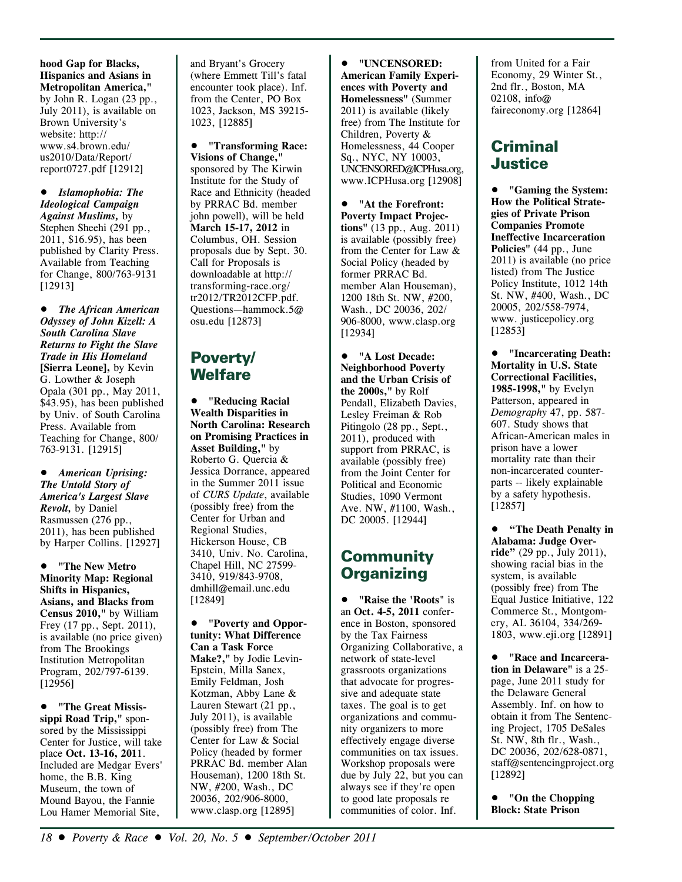**hood Gap for Blacks, Hispanics and Asians in Metropolitan America,"** by John R. Logan (23 pp., July 2011), is available on Brown University's website: http://www.s4.brown.edu/us2010/Data/Report/report0727.pdf [12912]

- ***Islamophobia: The Ideological Campaign Against Muslims,*** by Stephen Sheehi (291 pp., 2011, $16.95), has been published by Clarity Press. Available from Teaching for Change, 800/763-9131 [12913]

- ***The African American Odyssey of John Kizell: A South Carolina Slave Returns to Fight the Slave Trade in His Homeland* [Sierra Leone],** by Kevin G. Lowther & Joseph Opala (301 pp., May 2011, $43.95), has been published by Univ. of South Carolina Press. Available from Teaching for Change, 800/763-9131. [12915]

- ***American Uprising: The Untold Story of America's Largest Slave Revolt,*** by Daniel Rasmussen (276 pp., 2011), has been published by Harper Collins. [12927]

- **"The New Metro Minority Map: Regional Shifts in Hispanics, Asians, and Blacks from Census 2010,"** by William Frey (17 pp., Sept. 2011), is available (no price given) from The Brookings Institution Metropolitan Program, 202/797-6139. [12956]

- **"The Great Mississippi Road Trip,"** sponsored by the Mississippi Center for Justice, will take place **Oct. 13-16, 201**1. Included are Medgar Evers' home, the B.B. King Museum, the town of Mound Bayou, the Fannie Lou Hamer Memorial Site, and Bryant's Grocery (where Emmett Till's fatal encounter took place). Inf. from the Center, PO Box 1023, Jackson, MS 39215-1023, [12885]

- **"Transforming Race: Visions of Change,"** sponsored by The Kirwin Institute for the Study of Race and Ethnicity (headed by PRRAC Bd. member john powell), will be held **March 15-17, 2012** in Columbus, OH. Session proposals due by Sept. 30. Call for Proposals is downloadable at http://transforming-race.org/tr2012/TR2012CFP.pdf. Questions—hammock.5@osu.edu [12873]

## Poverty/ Welfare

- **"Reducing Racial Wealth Disparities in North Carolina: Research on Promising Practices in Asset Building,"** by Roberto G. Quercia & Jessica Dorrance, appeared in the Summer 2011 issue of *CURS Update*, available (possibly free) from the Center for Urban and Regional Studies, Hickerson House, CB 3410, Univ. No. Carolina, Chapel Hill, NC 27599-3410, 919/843-9708, dmhill@email.unc.edu [12849]

- **"Poverty and Opportunity: What Difference Can a Task Force Make?,"** by Jodie Levin-Epstein, Milla Sanex, Emily Feldman, Josh Kotzman, Abby Lane & Lauren Stewart (21 pp., July 2011), is available (possibly free) from The Center for Law & Social Policy (headed by former PRRAC Bd. member Alan Houseman), 1200 18th St. NW, #200, Wash., DC 20036, 202/906-8000, www.clasp.org [12895]

- **"UNCENSORED: American Family Experiences with Poverty and Homelessness"** (Summer 2011) is available (likely free) from The Institute for Children, Poverty & Homelessness, 44 Cooper Sq., NYC, NY 10003, UNCENSORED@ICPHusa.org, www.ICPHusa.org [12908]

- **"At the Forefront: Poverty Impact Projections"** (13 pp., Aug. 2011) is available (possibly free) from the Center for Law & Social Policy (headed by former PRRAC Bd. member Alan Houseman), 1200 18th St. NW, #200, Wash., DC 20036, 202/906-8000, www.clasp.org [12934]

- **"A Lost Decade: Neighborhood Poverty and the Urban Crisis of the 2000s,"** by Rolf Pendall, Elizabeth Davies, Lesley Freiman & Rob Pitingolo (28 pp., Sept., 2011), produced with support from PRRAC, is available (possibly free) from the Joint Center for Political and Economic Studies, 1090 Vermont Ave. NW, #1100, Wash., DC 20005. [12944]

## Community Organizing

- **"Raise the 'Roots"** is an **Oct. 4-5, 2011** conference in Boston, sponsored by the Tax Fairness Organizing Collaborative, a network of state-level grassroots organizations that advocate for progressive and adequate state taxes. The goal is to get organizations and community organizers to more effectively engage diverse communities on tax issues. Workshop proposals were due by July 22, but you can always see if they're open to good late proposals re communities of color. Inf. from United for a Fair Economy, 29 Winter St., 2nd flr., Boston, MA 02108, info@faireconomy.org [12864]

## Criminal Justice

- **"Gaming the System: How the Political Strategies of Private Prison Companies Promote Ineffective Incarceration Policies"** (44 pp., June 2011) is available (no price listed) from The Justice Policy Institute, 1012 14th St. NW, #400, Wash., DC 20005, 202/558-7974, www. justicepolicy.org [12853]

- **"Incarcerating Death: Mortality in U.S. State Correctional Facilities, 1985-1998,"** by Evelyn Patterson, appeared in *Demography* 47, pp. 587-607. Study shows that African-American males in prison have a lower mortality rate than their non-incarcerated counterparts -- likely explainable by a safety hypothesis. [12857]

- **"The Death Penalty in Alabama: Judge Override"** (29 pp., July 2011), showing racial bias in the system, is available (possibly free) from The Equal Justice Initiative, 122 Commerce St., Montgomery, AL 36104, 334/269-1803, www.eji.org [12891]

- **"Race and Incarceration in Delaware"** is a 25-page, June 2011 study for the Delaware General Assembly. Inf. on how to obtain it from The Sentencing Project, 1705 DeSales St. NW, 8th flr., Wash., DC 20036, 202/628-0871, staff@sentencingproject.org [12892]

- **"On the Chopping Block: State Prison**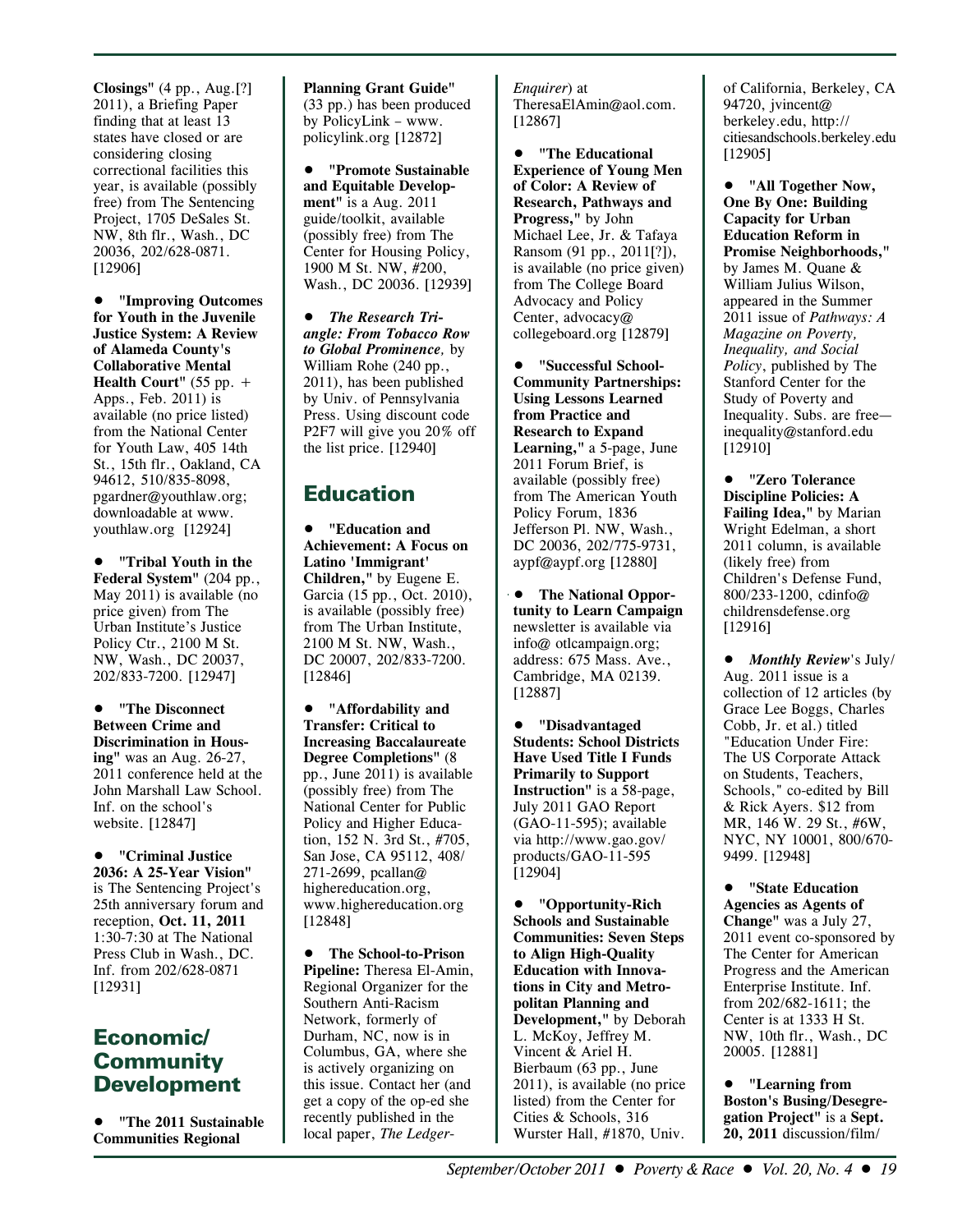**Closings"** (4 pp., Aug.[?] 2011), a Briefing Paper finding that at least 13 states have closed or are considering closing correctional facilities this year, is available (possibly free) from The Sentencing Project, 1705 DeSales St. NW, 8th flr., Wash., DC 20036, 202/628-0871. [12906]

• **"Improving Outcomes for Youth in the Juvenile Justice System: A Review of Alameda County's Collaborative Mental Health Court"** (55 pp. + Apps., Feb. 2011) is available (no price listed) from the National Center for Youth Law, 405 14th St., 15th flr., Oakland, CA 94612, 510/835-8098, pgardner@youthlaw.org; downloadable at www.youthlaw.org [12924]

• **"Tribal Youth in the Federal System"** (204 pp., May 2011) is available (no price given) from The Urban Institute's Justice Policy Ctr., 2100 M St. NW, Wash., DC 20037, 202/833-7200. [12947]

• **"The Disconnect Between Crime and Discrimination in Housing"** was an Aug. 26-27, 2011 conference held at the John Marshall Law School. Inf. on the school's website. [12847]

• **"Criminal Justice 2036: A 25-Year Vision"** is The Sentencing Project's 25th anniversary forum and reception, **Oct. 11, 2011** 1:30-7:30 at The National Press Club in Wash., DC. Inf. from 202/628-0871 [12931]

## Economic/ Community Development

• **"The 2011 Sustainable Communities Regional Planning Grant Guide"** (33 pp.) has been produced by PolicyLink – www.policylink.org [12872]

• **"Promote Sustainable and Equitable Development"** is a Aug. 2011 guide/toolkit, available (possibly free) from The Center for Housing Policy, 1900 M St. NW, #200, Wash., DC 20036. [12939]

• ***The Research Triangle: From Tobacco Row to Global Prominence,*** by William Rohe (240 pp., 2011), has been published by Univ. of Pennsylvania Press. Using discount code P2F7 will give you 20% off the list price. [12940]

## Education

• **"Education and Achievement: A Focus on Latino 'Immigrant' Children,"** by Eugene E. Garcia (15 pp., Oct. 2010), is available (possibly free) from The Urban Institute, 2100 M St. NW, Wash., DC 20007, 202/833-7200. [12846]

• **"Affordability and Transfer: Critical to Increasing Baccalaureate Degree Completions"** (8 pp., June 2011) is available (possibly free) from The National Center for Public Policy and Higher Education, 152 N. 3rd St., #705, San Jose, CA 95112, 408/271-2699, pcallan@highereducation.org, www.highereducation.org [12848]

• **The School-to-Prison Pipeline:** Theresa El-Amin, Regional Organizer for the Southern Anti-Racism Network, formerly of Durham, NC, now is in Columbus, GA, where she is actively organizing on this issue. Contact her (and get a copy of the op-ed she recently published in the local paper, *The Ledger-Enquirer*) at TheresaElAmin@aol.com. [12867]

• **"The Educational Experience of Young Men of Color: A Review of Research, Pathways and Progress,"** by John Michael Lee, Jr. & Tafaya Ransom (91 pp., 2011[?]), is available (no price given) from The College Board Advocacy and Policy Center, advocacy@collegeboard.org [12879]

• **"Successful School-Community Partnerships: Using Lessons Learned from Practice and Research to Expand Learning,"** a 5-page, June 2011 Forum Brief, is available (possibly free) from The American Youth Policy Forum, 1836 Jefferson Pl. NW, Wash., DC 20036, 202/775-9731, aypf@aypf.org [12880]

• **The National Opportunity to Learn Campaign** newsletter is available via info@ otlcampaign.org; address: 675 Mass. Ave., Cambridge, MA 02139. [12887]

• **"Disadvantaged Students: School Districts Have Used Title I Funds Primarily to Support Instruction"** is a 58-page, July 2011 GAO Report (GAO-11-595); available via http://www.gao.gov/products/GAO-11-595 [12904]

• **"Opportunity-Rich Schools and Sustainable Communities: Seven Steps to Align High-Quality Education with Innovations in City and Metropolitan Planning and Development,"** by Deborah L. McKoy, Jeffrey M. Vincent & Ariel H. Bierbaum (63 pp., June 2011), is available (no price listed) from the Center for Cities & Schools, 316 Wurster Hall, #1870, Univ. of California, Berkeley, CA 94720, jvincent@berkeley.edu, http://citiesandschools.berkeley.edu [12905]

• **"All Together Now, One By One: Building Capacity for Urban Education Reform in Promise Neighborhoods,"** by James M. Quane & William Julius Wilson, appeared in the Summer 2011 issue of *Pathways: A Magazine on Poverty, Inequality, and Social Policy*, published by The Stanford Center for the Study of Poverty and Inequality. Subs. are free—inequality@stanford.edu [12910]

• **"Zero Tolerance Discipline Policies: A Failing Idea,"** by Marian Wright Edelman, a short 2011 column, is available (likely free) from Children's Defense Fund, 800/233-1200, cdinfo@childrensdefense.org [12916]

• ***Monthly Review***'s July/Aug. 2011 issue is a collection of 12 articles (by Grace Lee Boggs, Charles Cobb, Jr. et al.) titled "Education Under Fire: The US Corporate Attack on Students, Teachers, Schools," co-edited by Bill & Rick Ayers. $12 from MR, 146 W. 29 St., #6W, NYC, NY 10001, 800/670-9499. [12948]

• **"State Education Agencies as Agents of Change"** was a July 27, 2011 event co-sponsored by The Center for American Progress and the American Enterprise Institute. Inf. from 202/682-1611; the Center is at 1333 H St. NW, 10th flr., Wash., DC 20005. [12881]

• **"Learning from Boston's Busing/Desegregation Project"** is a **Sept. 20, 2011** discussion/film/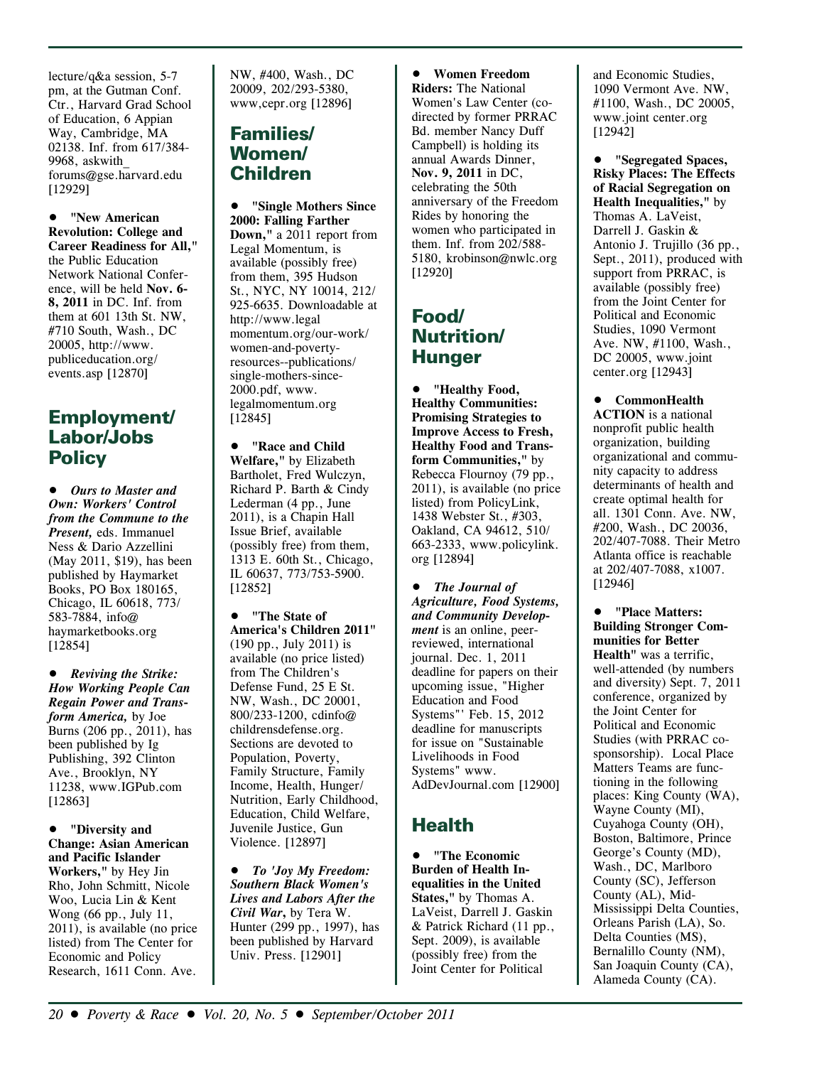lecture/q&a session, 5-7 pm, at the Gutman Conf. Ctr., Harvard Grad School of Education, 6 Appian Way, Cambridge, MA 02138. Inf. from 617/384-9968, askwith_forums@gse.harvard.edu [12929]

- **"New American Revolution: College and Career Readiness for All,"** the Public Education Network National Conference, will be held **Nov. 6-8, 2011** in DC. Inf. from them at 601 13th St. NW, #710 South, Wash., DC 20005, http://www.publiceducation.org/events.asp [12870]

## Employment/ Labor/Jobs Policy

- ***Ours to Master and Own: Workers' Control from the Commune to the Present,*** eds. Immanuel Ness & Dario Azzellini (May 2011, $19), has been published by Haymarket Books, PO Box 180165, Chicago, IL 60618, 773/583-7884, info@haymarketbooks.org [12854]

- ***Reviving the Strike: How Working People Can Regain Power and Transform America,*** by Joe Burns (206 pp., 2011), has been published by Ig Publishing, 392 Clinton Ave., Brooklyn, NY 11238, www.IGPub.com [12863]

- **"Diversity and Change: Asian American and Pacific Islander Workers,"** by Hey Jin Rho, John Schmitt, Nicole Woo, Lucia Lin & Kent Wong (66 pp., July 11, 2011), is available (no price listed) from The Center for Economic and Policy Research, 1611 Conn. Ave. NW, #400, Wash., DC 20009, 202/293-5380, www,cepr.org [12896]

## Families/ Women/ Children

- **"Single Mothers Since 2000: Falling Farther Down,"** a 2011 report from Legal Momentum, is available (possibly free) from them, 395 Hudson St., NYC, NY 10014, 212/925-6635. Downloadable at http://www.legalmomentum.org/our-work/women-and-poverty-resources--publications/single-mothers-since-2000.pdf, www.legalmomentum.org [12845]

- **"Race and Child Welfare,"** by Elizabeth Bartholet, Fred Wulczyn, Richard P. Barth & Cindy Lederman (4 pp., June 2011), is a Chapin Hall Issue Brief, available (possibly free) from them, 1313 E. 60th St., Chicago, IL 60637, 773/753-5900. [12852]

- **"The State of America's Children 2011"** (190 pp., July 2011) is available (no price listed) from The Children's Defense Fund, 25 E St. NW, Wash., DC 20001, 800/233-1200, cdinfo@childrensdefense.org. Sections are devoted to Population, Poverty, Family Structure, Family Income, Health, Hunger/Nutrition, Early Childhood, Education, Child Welfare, Juvenile Justice, Gun Violence. [12897]

- ***To 'Joy My Freedom: Southern Black Women's Lives and Labors After the Civil War*,** by Tera W. Hunter (299 pp., 1997), has been published by Harvard Univ. Press. [12901]

- **Women Freedom Riders:** The National Women's Law Center (co-directed by former PRRAC Bd. member Nancy Duff Campbell) is holding its annual Awards Dinner, **Nov. 9, 2011** in DC, celebrating the 50th anniversary of the Freedom Rides by honoring the women who participated in them. Inf. from 202/588-5180, krobinson@nwlc.org [12920]

## Food/ Nutrition/ Hunger

- **"Healthy Food, Healthy Communities: Promising Strategies to Improve Access to Fresh, Healthy Food and Transform Communities,"** by Rebecca Flournoy (79 pp., 2011), is available (no price listed) from PolicyLink, 1438 Webster St., #303, Oakland, CA 94612, 510/663-2333, www.policylink.org [12894]

- ***The Journal of Agriculture, Food Systems, and Community Development*** is an online, peer-reviewed, international journal. Dec. 1, 2011 deadline for papers on their upcoming issue, "Higher Education and Food Systems"' Feb. 15, 2012 deadline for manuscripts for issue on "Sustainable Livelihoods in Food Systems" www.AdDevJournal.com [12900]

## Health

- **"The Economic Burden of Health Inequalities in the United States,"** by Thomas A. LaVeist, Darrell J. Gaskin & Patrick Richard (11 pp., Sept. 2009), is available (possibly free) from the Joint Center for Political and Economic Studies, 1090 Vermont Ave. NW, #1100, Wash., DC 20005, www.joint center.org [12942]

- **"Segregated Spaces, Risky Places: The Effects of Racial Segregation on Health Inequalities,"** by Thomas A. LaVeist, Darrell J. Gaskin & Antonio J. Trujillo (36 pp., Sept., 2011), produced with support from PRRAC, is available (possibly free) from the Joint Center for Political and Economic Studies, 1090 Vermont Ave. NW, #1100, Wash., DC 20005, www.joint center.org [12943]

- **CommonHealth ACTION** is a national nonprofit public health organization, building organizational and community capacity to address determinants of health and create optimal health for all. 1301 Conn. Ave. NW, #200, Wash., DC 20036, 202/407-7088. Their Metro Atlanta office is reachable at 202/407-7088, x1007. [12946]

- **"Place Matters: Building Stronger Communities for Better Health"** was a terrific, well-attended (by numbers and diversity) Sept. 7, 2011 conference, organized by the Joint Center for Political and Economic Studies (with PRRAC co-sponsorship). Local Place Matters Teams are functioning in the following places: King County (WA), Wayne County (MI), Cuyahoga County (OH), Boston, Baltimore, Prince George's County (MD), Wash., DC, Marlboro County (SC), Jefferson County (AL), Mid-Mississippi Delta Counties, Orleans Parish (LA), So. Delta Counties (MS), Bernalillo County (NM), San Joaquin County (CA), Alameda County (CA).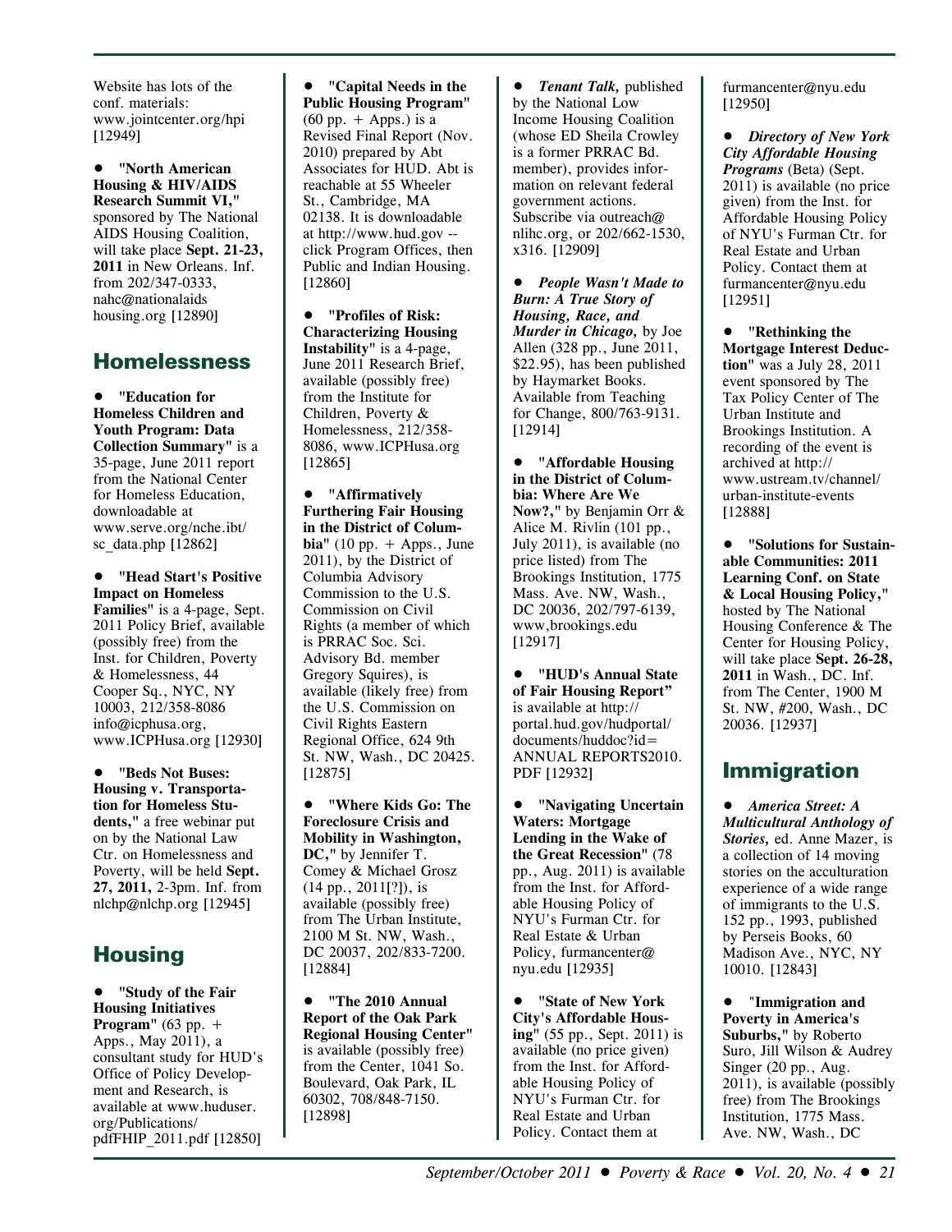Website has lots of the conf. materials: www.jointcenter.org/hpi [12949]

- **"North American Housing & HIV/AIDS Research Summit VI,"** sponsored by The National AIDS Housing Coalition, will take place **Sept. 21-23, 2011** in New Orleans. Inf. from 202/347-0333, nahc@nationalaids housing.org [12890]

## Homelessness

- **"Education for Homeless Children and Youth Program: Data Collection Summary"** is a 35-page, June 2011 report from the National Center for Homeless Education, downloadable at www.serve.org/nche.ibt/sc_data.php [12862]

- **"Head Start's Positive Impact on Homeless Families"** is a 4-page, Sept. 2011 Policy Brief, available (possibly free) from the Inst. for Children, Poverty & Homelessness, 44 Cooper Sq., NYC, NY 10003, 212/358-8086 info@icphusa.org, www.ICPHusa.org [12930]

- **"Beds Not Buses: Housing v. Transportation for Homeless Students,"** a free webinar put on by the National Law Ctr. on Homelessness and Poverty, will be held **Sept. 27, 2011,** 2-3pm. Inf. from nlchp@nlchp.org [12945]

## Housing

- **"Study of the Fair Housing Initiatives Program"** (63 pp. + Apps., May 2011), a consultant study for HUD's Office of Policy Development and Research, is available at www.huduser.org/Publications/pdfFHIP_2011.pdf [12850]

- **"Capital Needs in the Public Housing Program"** (60 pp. + Apps.) is a Revised Final Report (Nov. 2010) prepared by Abt Associates for HUD. Abt is reachable at 55 Wheeler St., Cambridge, MA 02138. It is downloadable at http://www.hud.gov -- click Program Offices, then Public and Indian Housing. [12860]

- **"Profiles of Risk: Characterizing Housing Instability"** is a 4-page, June 2011 Research Brief, available (possibly free) from the Institute for Children, Poverty & Homelessness, 212/358-8086, www.ICPHusa.org [12865]

- **"Affirmatively Furthering Fair Housing in the District of Columbia"** (10 pp. + Apps., June 2011), by the District of Columbia Advisory Commission to the U.S. Commission on Civil Rights (a member of which is PRRAC Soc. Sci. Advisory Bd. member Gregory Squires), is available (likely free) from the U.S. Commission on Civil Rights Eastern Regional Office, 624 9th St. NW, Wash., DC 20425. [12875]

- **"Where Kids Go: The Foreclosure Crisis and Mobility in Washington, DC,"** by Jennifer T. Comey & Michael Grosz (14 pp., 2011[?]), is available (possibly free) from The Urban Institute, 2100 M St. NW, Wash., DC 20037, 202/833-7200. [12884]

- **"The 2010 Annual Report of the Oak Park Regional Housing Center"** is available (possibly free) from the Center, 1041 So. Boulevard, Oak Park, IL 60302, 708/848-7150. [12898]

- ***Tenant Talk,*** published by the National Low Income Housing Coalition (whose ED Sheila Crowley is a former PRRAC Bd. member), provides information on relevant federal government actions. Subscribe via outreach@nlihc.org, or 202/662-1530, x316. [12909]

- ***People Wasn't Made to Burn: A True Story of Housing, Race, and Murder in Chicago,*** by Joe Allen (328 pp., June 2011, $22.95), has been published by Haymarket Books. Available from Teaching for Change, 800/763-9131. [12914]

- **"Affordable Housing in the District of Columbia: Where Are We Now?,"** by Benjamin Orr & Alice M. Rivlin (101 pp., July 2011), is available (no price listed) from The Brookings Institution, 1775 Mass. Ave. NW, Wash., DC 20036, 202/797-6139, www,brookings.edu [12917]

- **"HUD's Annual State of Fair Housing Report"** is available at http://portal.hud.gov/hudportal/documents/huddoc?id=ANNUAL REPORTS2010.PDF [12932]

- **"Navigating Uncertain Waters: Mortgage Lending in the Wake of the Great Recession"** (78 pp., Aug. 2011) is available from the Inst. for Affordable Housing Policy of NYU's Furman Ctr. for Real Estate & Urban Policy, furmancenter@nyu.edu [12935]

- **"State of New York City's Affordable Housing"** (55 pp., Sept. 2011) is available (no price given) from the Inst. for Affordable Housing Policy of NYU's Furman Ctr. for Real Estate and Urban Policy. Contact them at furmancenter@nyu.edu [12950]

- ***Directory of New York City Affordable Housing Programs*** (Beta) (Sept. 2011) is available (no price given) from the Inst. for Affordable Housing Policy of NYU's Furman Ctr. for Real Estate and Urban Policy. Contact them at furmancenter@nyu.edu [12951]

- **"Rethinking the Mortgage Interest Deduction"** was a July 28, 2011 event sponsored by The Tax Policy Center of The Urban Institute and Brookings Institution. A recording of the event is archived at http://www.ustream.tv/channel/urban-institute-events [12888]

- **"Solutions for Sustainable Communities: 2011 Learning Conf. on State & Local Housing Policy,"** hosted by The National Housing Conference & The Center for Housing Policy, will take place **Sept. 26-28, 2011** in Wash., DC. Inf. from The Center, 1900 M St. NW, #200, Wash., DC 20036. [12937]

## Immigration

- ***America Street: A Multicultural Anthology of Stories,*** ed. Anne Mazer, is a collection of 14 moving stories on the acculturation experience of a wide range of immigrants to the U.S. 152 pp., 1993, published by Perseis Books, 60 Madison Ave., NYC, NY 10010. [12843]

- **"Immigration and Poverty in America's Suburbs,"** by Roberto Suro, Jill Wilson & Audrey Singer (20 pp., Aug. 2011), is available (possibly free) from The Brookings Institution, 1775 Mass. Ave. NW, Wash., DC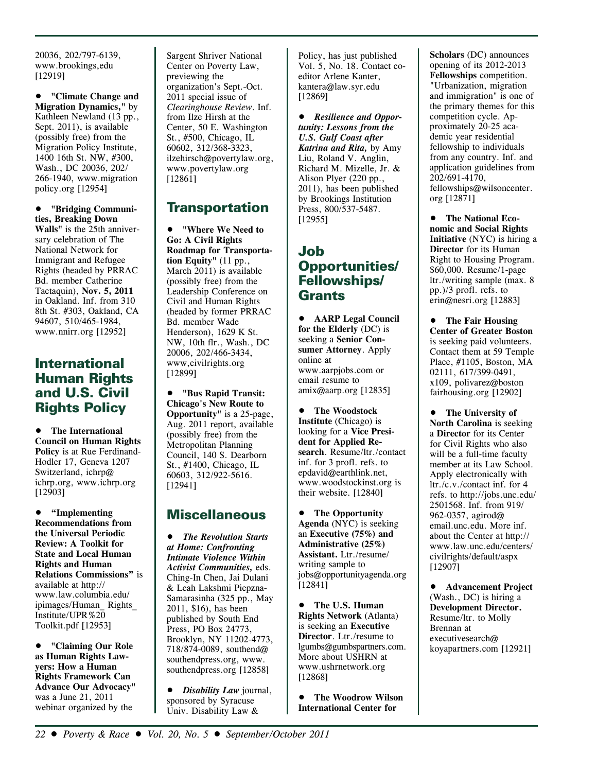20036, 202/797-6139, www.brookings,edu [12919]

- "**Climate Change and Migration Dynamics,**" by Kathleen Newland (13 pp., Sept. 2011), is available (possibly free) from the Migration Policy Institute, 1400 16th St. NW, #300, Wash., DC 20036, 202/ 266-1940, www.migration policy.org [12954]

- "**Bridging Communities, Breaking Down Walls**" is the 25th anniversary celebration of The National Network for Immigrant and Refugee Rights (headed by PRRAC Bd. member Catherine Tactaquin), **Nov. 5, 2011** in Oakland. Inf. from 310 8th St. #303, Oakland, CA 94607, 510/465-1984, www.nnirr.org [12952]

## International Human Rights and U.S. Civil Rights Policy

- **The International Council on Human Rights Policy** is at Rue Ferdinand-Hodler 17, Geneva 1207 Switzerland, ichrp@ ichrp.org, www.ichrp.org [12903]

- **"Implementing Recommendations from the Universal Periodic Review: A Toolkit for State and Local Human Rights and Human Relations Commissions"** is available at http:// www.law.columbia.edu/ ipimages/Human_ Rights_ Institute/UPR%20 Toolkit.pdf [12953]

- "**Claiming Our Role as Human Rights Lawyers: How a Human Rights Framework Can Advance Our Advocacy**" was a June 21, 2011 webinar organized by the Sargent Shriver National Center on Poverty Law, previewing the organization's Sept.-Oct. 2011 special issue of *Clearinghouse Review*. Inf. from Ilze Hirsh at the Center, 50 E. Washington St., #500, Chicago, IL 60602, 312/368-3323, ilzehirsch@povertylaw.org, www.povertylaw.org [12861]

## Transportation

- "**Where We Need to Go: A Civil Rights Roadmap for Transportation Equity**" (11 pp., March 2011) is available (possibly free) from the Leadership Conference on Civil and Human Rights (headed by former PRRAC Bd. member Wade Henderson), 1629 K St. NW, 10th flr., Wash., DC 20006, 202/466-3434, www,civilrights.org [12899]

- "**Bus Rapid Transit: Chicago's New Route to Opportunity**" is a 25-page, Aug. 2011 report, available (possibly free) from the Metropolitan Planning Council, 140 S. Dearborn St., #1400, Chicago, IL 60603, 312/922-5616. [12941]

## Miscellaneous

- ***The Revolution Starts at Home: Confronting Intimate Violence Within Activist Communities,*** eds. Ching-In Chen, Jai Dulani & Leah Lakshmi Piepzna-Samarasinha (325 pp., May 2011, $16), has been published by South End Press, PO Box 24773, Brooklyn, NY 11202-4773, 718/874-0089, southend@ southendpress.org, www. southendpress.org [12858]

- ***Disability Law*** journal, sponsored by Syracuse Univ. Disability Law & Policy, has just published Vol. 5, No. 18. Contact co-editor Arlene Kanter, kantera@law.syr.edu [12869]

- ***Resilience and Opportunity: Lessons from the U.S. Gulf Coast after Katrina and Rita,*** by Amy Liu, Roland V. Anglin, Richard M. Mizelle, Jr. & Alison Plyer (220 pp., 2011), has been published by Brookings Institution Press, 800/537-5487. [12955]

## Job Opportunities/ Fellowships/ Grants

- **AARP Legal Council for the Elderly** (DC) is seeking a **Senior Consumer Attorney**. Apply online at www.aarpjobs.com or email resume to amix@aarp.org [12835]

- **The Woodstock Institute** (Chicago) is looking for a **Vice President for Applied Research**. Resume/ltr./contact inf. for 3 profl. refs. to epdavid@earthlink.net, www.woodstockinst.org is their website. [12840]

- **The Opportunity Agenda** (NYC) is seeking an **Executive (75%) and Administrative (25%) Assistant.** Ltr./resume/ writing sample to jobs@opportunityagenda.org [12841]

- **The U.S. Human Rights Network** (Atlanta) is seeking an **Executive Director**. Ltr./resume to lgumbs@gumbspartners.com. More about USHRN at www.ushrnetwork.org [12868]

- **The Woodrow Wilson International Center for Scholars** (DC) announces opening of its 2012-2013 **Fellowships** competition. "Urbanization, migration and immigration" is one of the primary themes for this competition cycle. Approximately 20-25 academic year residential fellowship to individuals from any country. Inf. and application guidelines from 202/691-4170, fellowships@wilsoncenter. org [12871]

- **The National Economic and Social Rights Initiative** (NYC) is hiring a **Director** for its Human Right to Housing Program. $60,000. Resume/1-page ltr./writing sample (max. 8 pp.)/3 profl. refs. to erin@nesri.org [12883]

- **The Fair Housing Center of Greater Boston** is seeking paid volunteers. Contact them at 59 Temple Place, #1105, Boston, MA 02111, 617/399-0491, x109, polivarez@boston fairhousing.org [12902]

- **The University of North Carolina** is seeking a **Director** for its Center for Civil Rights who also will be a full-time faculty member at its Law School. Apply electronically with ltr./c.v./contact inf. for 4 refs. to http://jobs.unc.edu/ 2501568. Inf. from 919/ 962-0357, agirod@ email.unc.edu. More inf. about the Center at http:// www.law.unc.edu/centers/ civilrights/default/aspx [12907]

- **Advancement Project** (Wash., DC) is hiring a **Development Director.** Resume/ltr. to Molly Brennan at executivesearch@ koyapartners.com [12921]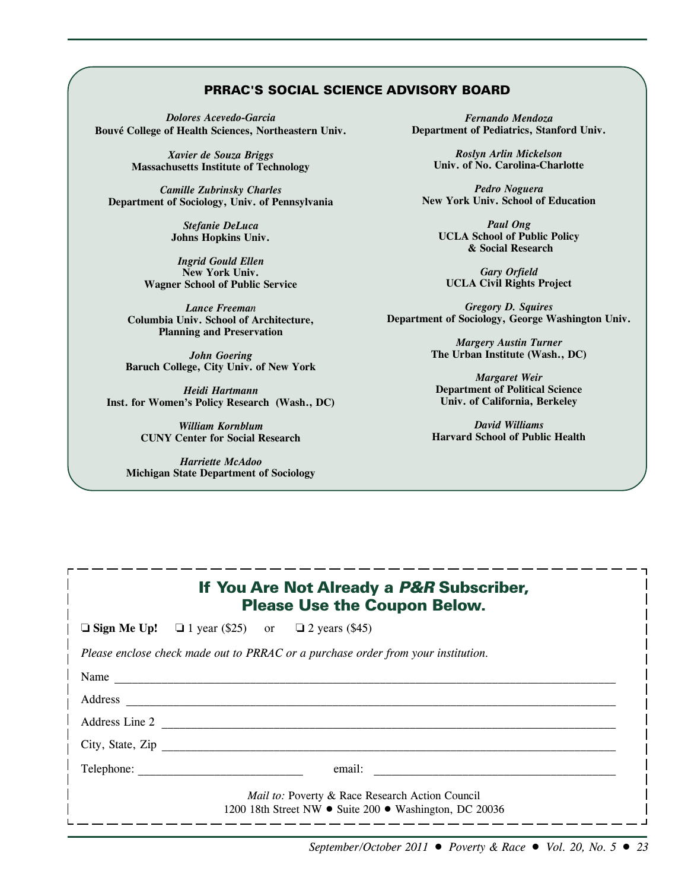## PRRAC'S SOCIAL SCIENCE ADVISORY BOARD

*Dolores Acevedo-Garcia*
**Bouvé College of Health Sciences, Northeastern Univ.**

*Xavier de Souza Briggs*
**Massachusetts Institute of Technology**

*Camille Zubrinsky Charles*
**Department of Sociology, Univ. of Pennsylvania**

*Stefanie DeLuca*
**Johns Hopkins Univ.**

*Ingrid Gould Ellen*
**New York Univ.**
**Wagner School of Public Service**

*Lance Freeman*
**Columbia Univ. School of Architecture, Planning and Preservation**

*John Goering*
**Baruch College, City Univ. of New York**

*Heidi Hartmann*
**Inst. for Women's Policy Research (Wash., DC)**

*William Kornblum*
**CUNY Center for Social Research**

*Harriette McAdoo*
**Michigan State Department of Sociology**

*Fernando Mendoza*
**Department of Pediatrics, Stanford Univ.**

*Roslyn Arlin Mickelson*
**Univ. of No. Carolina-Charlotte**

*Pedro Noguera*
**New York Univ. School of Education**

*Paul Ong*
**UCLA School of Public Policy & Social Research**

*Gary Orfield*
**UCLA Civil Rights Project**

*Gregory D. Squires*
**Department of Sociology, George Washington Univ.**

*Margery Austin Turner*
**The Urban Institute (Wash., DC)**

*Margaret Weir*
**Department of Political Science**
**Univ. of California, Berkeley**

*David Williams*
**Harvard School of Public Health**

## If You Are Not Already a *P&R* Subscriber, Please Use the Coupon Below.

❑ **Sign Me Up!** ❑ 1 year ($25) or ❑ 2 years ($45)

*Please enclose check made out to PRRAC or a purchase order from your institution.*

Name ______________________________

Address ______________________________

Address Line 2 ______________________________

City, State, Zip ______________________________

Telephone: ______________ email: ______________

*Mail to:* Poverty & Race Research Action Council
1200 18th Street NW • Suite 200 • Washington, DC 20036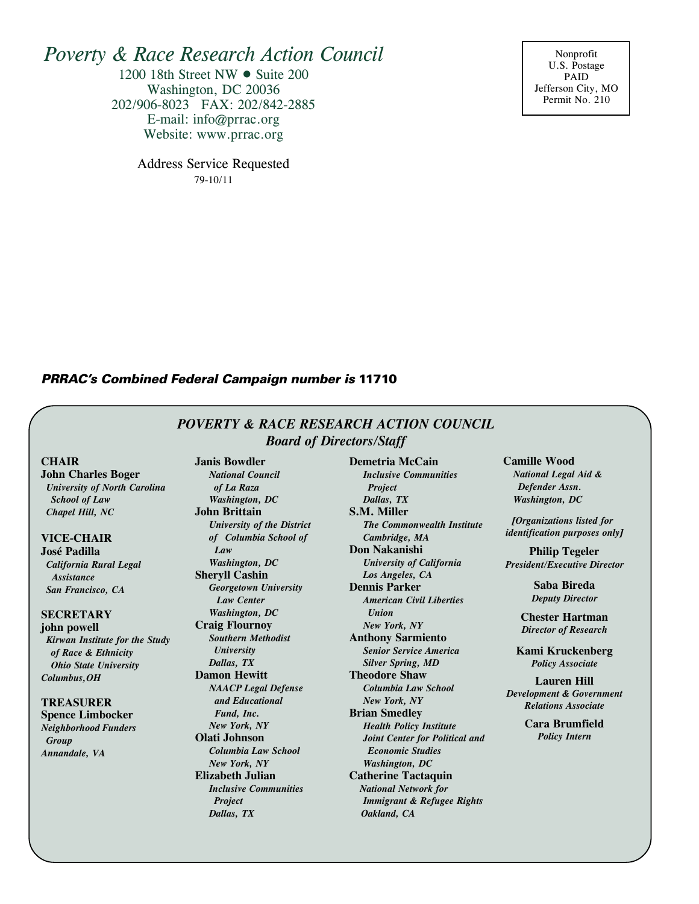*Poverty & Race Research Action Council*

1200 18th Street NW • Suite 200
Washington, DC 20036
202/906-8023 FAX: 202/842-2885
E-mail: info@prrac.org
Website: www.prrac.org

Address Service Requested
79-10/11

Nonprofit
U.S. Postage
PAID
Jefferson City, MO
Permit No. 210

***PRRAC's Combined Federal Campaign number is* 11710**

## *POVERTY & RACE RESEARCH ACTION COUNCIL*
## *Board of Directors/Staff*

**CHAIR**
**John Charles Boger**
*University of North Carolina School of Law*
*Chapel Hill, NC*

**VICE-CHAIR**
**José Padilla**
*California Rural Legal Assistance*
*San Francisco, CA*

**SECRETARY**
**john powell**
*Kirwan Institute for the Study of Race & Ethnicity*
*Ohio State University*
*Columbus,OH*

**TREASURER**
**Spence Limbocker**
*Neighborhood Funders Group*
*Annandale, VA*

**Janis Bowdler**
*National Council of La Raza*
*Washington, DC*

**John Brittain**
*University of the District of Columbia School of Law*
*Washington, DC*

**Sheryll Cashin**
*Georgetown University Law Center*
*Washington, DC*

**Craig Flournoy**
*Southern Methodist University*
*Dallas, TX*

**Damon Hewitt**
*NAACP Legal Defense and Educational Fund, Inc.*
*New York, NY*

**Olati Johnson**
*Columbia Law School*
*New York, NY*

**Elizabeth Julian**
*Inclusive Communities Project*
*Dallas, TX*

**Demetria McCain**
*Inclusive Communities Project*
*Dallas, TX*

**S.M. Miller**
*The Commonwealth Institute*
*Cambridge, MA*

**Don Nakanishi**
*University of California*
*Los Angeles, CA*

**Dennis Parker**
*American Civil Liberties Union*
*New York, NY*

**Anthony Sarmiento**
*Senior Service America*
*Silver Spring, MD*

**Theodore Shaw**
*Columbia Law School*
*New York, NY*

**Brian Smedley**
*Health Policy Institute*
*Joint Center for Political and Economic Studies*
*Washington, DC*

**Catherine Tactaquin**
*National Network for Immigrant & Refugee Rights*
*Oakland, CA*

**Camille Wood**
*National Legal Aid & Defender Assn.*
*Washington, DC*

*[Organizations listed for identification purposes only]*

**Philip Tegeler**
*President/Executive Director*

**Saba Bireda**
*Deputy Director*

**Chester Hartman**
*Director of Research*

**Kami Kruckenberg**
*Policy Associate*

**Lauren Hill**
*Development & Government Relations Associate*

**Cara Brumfield**
*Policy Intern*